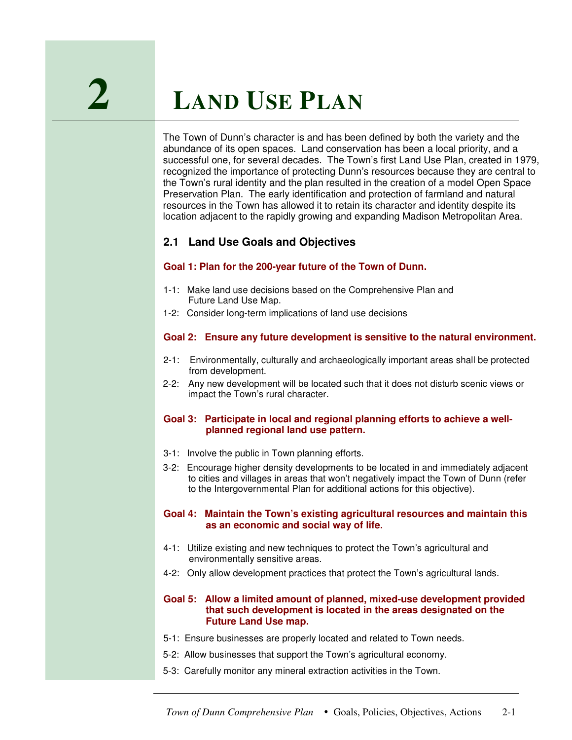# 2 LAND USE PLAN

The Town of Dunn's character is and has been defined by both the variety and the abundance of its open spaces. Land conservation has been a local priority, and a successful one, for several decades. The Town's first Land Use Plan, created in 1979, recognized the importance of protecting Dunn's resources because they are central to the Town's rural identity and the plan resulted in the creation of a model Open Space Preservation Plan. The early identification and protection of farmland and natural resources in the Town has allowed it to retain its character and identity despite its location adjacent to the rapidly growing and expanding Madison Metropolitan Area.

## 2.1 Land Use Goals and Objectives

**Goal 1: Plan for the 200-year future of the Town of Dunn.**

1-1: Make land use decisions based on the Comprehensive Plan and Future Land Use Map.

1-2: Consider long-term implications of land use decisions

**Goal 2: Ensure any future development is sensitive to the natural environment.**

2-1: Environmentally, culturally and archaeologically important areas shall be protected from development.

2-2: Any new development will be located such that it does not disturb scenic views or impact the Town's rural character.

**Goal 3: Participate in local and regional planning efforts to achieve a well-planned regional land use pattern.**

3-1: Involve the public in Town planning efforts.

3-2: Encourage higher density developments to be located in and immediately adjacent to cities and villages in areas that won't negatively impact the Town of Dunn (refer to the Intergovernmental Plan for additional actions for this objective).

**Goal 4: Maintain the Town's existing agricultural resources and maintain this as an economic and social way of life.**

4-1: Utilize existing and new techniques to protect the Town's agricultural and environmentally sensitive areas.

4-2: Only allow development practices that protect the Town's agricultural lands.

**Goal 5: Allow a limited amount of planned, mixed-use development provided that such development is located in the areas designated on the Future Land Use map.**

5-1: Ensure businesses are properly located and related to Town needs.

5-2: Allow businesses that support the Town's agricultural economy.

5-3: Carefully monitor any mineral extraction activities in the Town.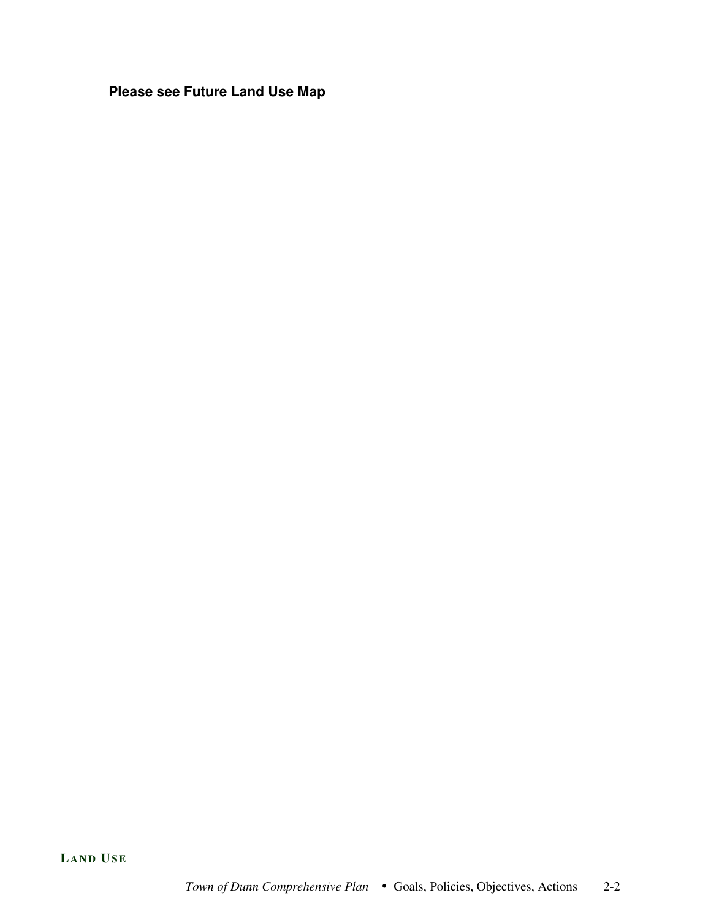**Please see Future Land Use Map**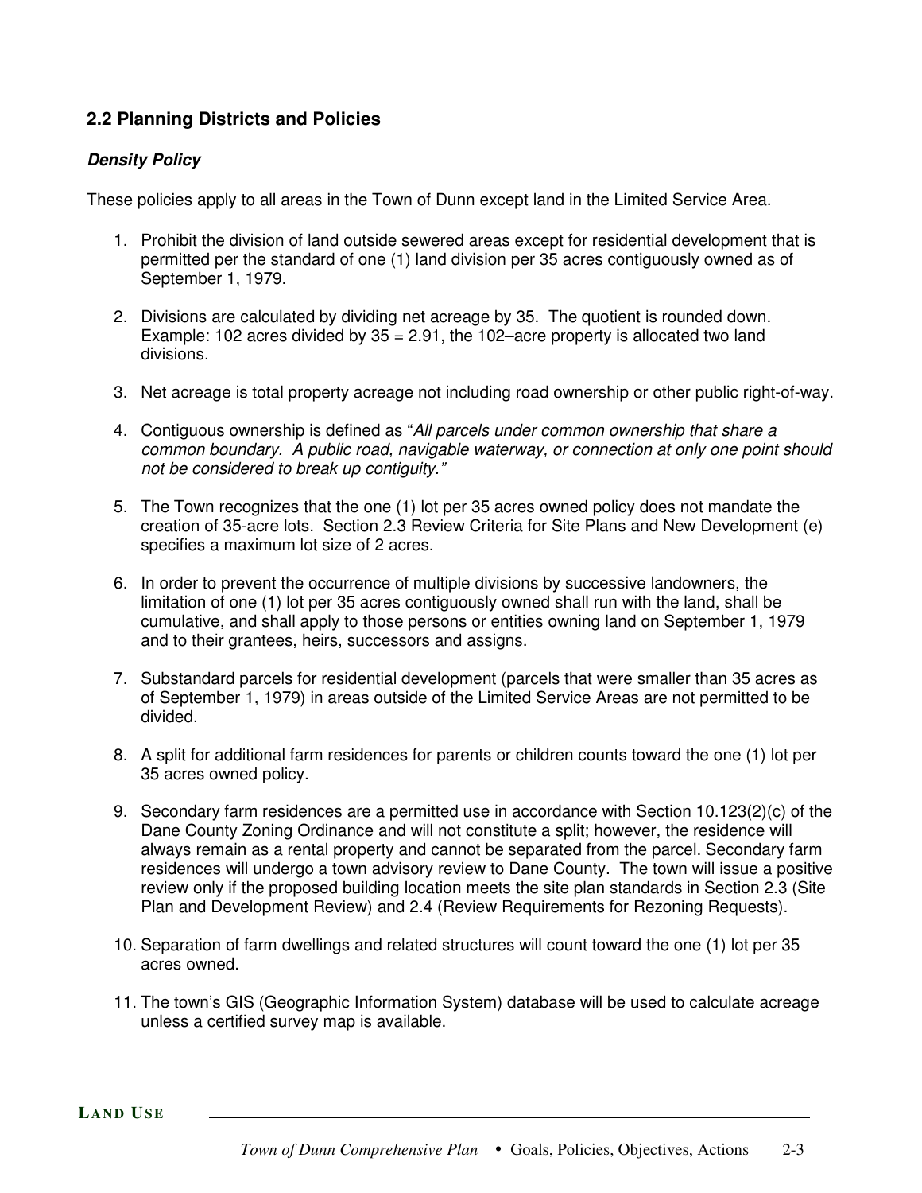## 2.2 Planning Districts and Policies

### ***Density Policy***

These policies apply to all areas in the Town of Dunn except land in the Limited Service Area.

1. Prohibit the division of land outside sewered areas except for residential development that is permitted per the standard of one (1) land division per 35 acres contiguously owned as of September 1, 1979.

2. Divisions are calculated by dividing net acreage by 35. The quotient is rounded down. Example: 102 acres divided by 35 = 2.91, the 102–acre property is allocated two land divisions.

3. Net acreage is total property acreage not including road ownership or other public right-of-way.

4. Contiguous ownership is defined as "*All parcels under common ownership that share a common boundary. A public road, navigable waterway, or connection at only one point should not be considered to break up contiguity.*"

5. The Town recognizes that the one (1) lot per 35 acres owned policy does not mandate the creation of 35-acre lots. Section 2.3 Review Criteria for Site Plans and New Development (e) specifies a maximum lot size of 2 acres.

6. In order to prevent the occurrence of multiple divisions by successive landowners, the limitation of one (1) lot per 35 acres contiguously owned shall run with the land, shall be cumulative, and shall apply to those persons or entities owning land on September 1, 1979 and to their grantees, heirs, successors and assigns.

7. Substandard parcels for residential development (parcels that were smaller than 35 acres as of September 1, 1979) in areas outside of the Limited Service Areas are not permitted to be divided.

8. A split for additional farm residences for parents or children counts toward the one (1) lot per 35 acres owned policy.

9. Secondary farm residences are a permitted use in accordance with Section 10.123(2)(c) of the Dane County Zoning Ordinance and will not constitute a split; however, the residence will always remain as a rental property and cannot be separated from the parcel. Secondary farm residences will undergo a town advisory review to Dane County. The town will issue a positive review only if the proposed building location meets the site plan standards in Section 2.3 (Site Plan and Development Review) and 2.4 (Review Requirements for Rezoning Requests).

10. Separation of farm dwellings and related structures will count toward the one (1) lot per 35 acres owned.

11. The town's GIS (Geographic Information System) database will be used to calculate acreage unless a certified survey map is available.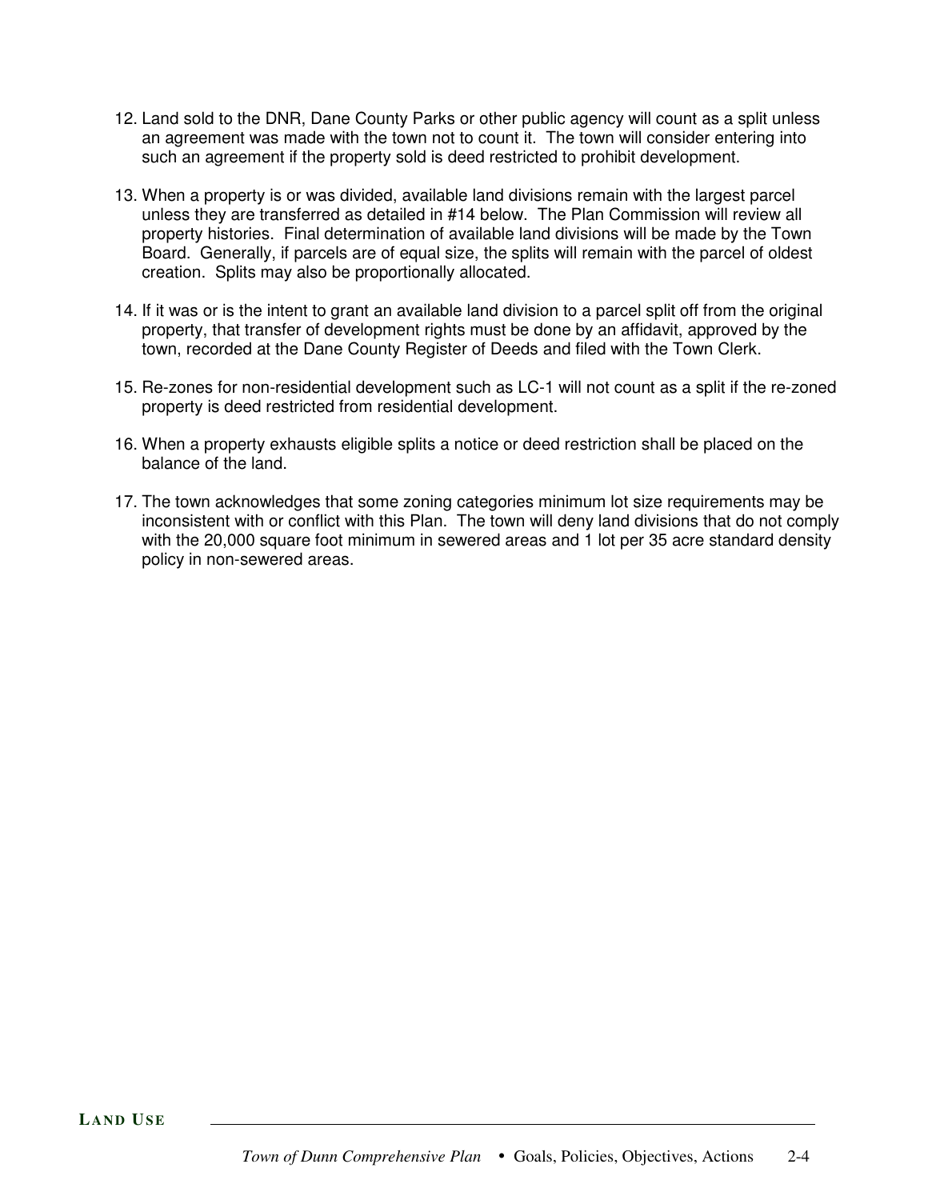12. Land sold to the DNR, Dane County Parks or other public agency will count as a split unless an agreement was made with the town not to count it. The town will consider entering into such an agreement if the property sold is deed restricted to prohibit development.

13. When a property is or was divided, available land divisions remain with the largest parcel unless they are transferred as detailed in #14 below. The Plan Commission will review all property histories. Final determination of available land divisions will be made by the Town Board. Generally, if parcels are of equal size, the splits will remain with the parcel of oldest creation. Splits may also be proportionally allocated.

14. If it was or is the intent to grant an available land division to a parcel split off from the original property, that transfer of development rights must be done by an affidavit, approved by the town, recorded at the Dane County Register of Deeds and filed with the Town Clerk.

15. Re-zones for non-residential development such as LC-1 will not count as a split if the re-zoned property is deed restricted from residential development.

16. When a property exhausts eligible splits a notice or deed restriction shall be placed on the balance of the land.

17. The town acknowledges that some zoning categories minimum lot size requirements may be inconsistent with or conflict with this Plan. The town will deny land divisions that do not comply with the 20,000 square foot minimum in sewered areas and 1 lot per 35 acre standard density policy in non-sewered areas.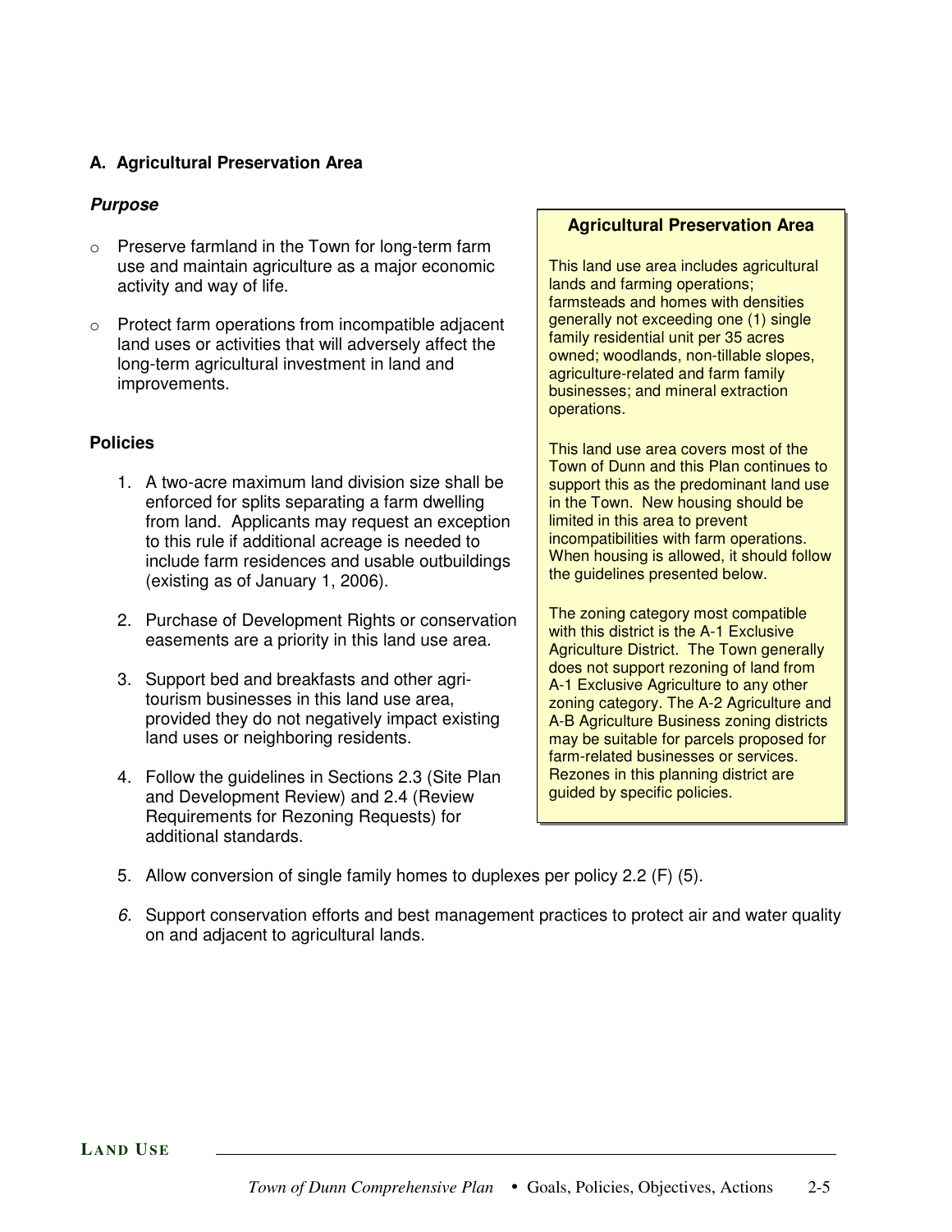## A. Agricultural Preservation Area

### *Purpose*

- Preserve farmland in the Town for long-term farm use and maintain agriculture as a major economic activity and way of life.
- Protect farm operations from incompatible adjacent land uses or activities that will adversely affect the long-term agricultural investment in land and improvements.

> **Agricultural Preservation Area**
>
> This land use area includes agricultural lands and farming operations; farmsteads and homes with densities generally not exceeding one (1) single family residential unit per 35 acres owned; woodlands, non-tillable slopes, agriculture-related and farm family businesses; and mineral extraction operations.
>
> This land use area covers most of the Town of Dunn and this Plan continues to support this as the predominant land use in the Town. New housing should be limited in this area to prevent incompatibilities with farm operations. When housing is allowed, it should follow the guidelines presented below.
>
> The zoning category most compatible with this district is the A-1 Exclusive Agriculture District. The Town generally does not support rezoning of land from A-1 Exclusive Agriculture to any other zoning category. The A-2 Agriculture and A-B Agriculture Business zoning districts may be suitable for parcels proposed for farm-related businesses or services. Rezones in this planning district are guided by specific policies.

### Policies

1. A two-acre maximum land division size shall be enforced for splits separating a farm dwelling from land. Applicants may request an exception to this rule if additional acreage is needed to include farm residences and usable outbuildings (existing as of January 1, 2006).
2. Purchase of Development Rights or conservation easements are a priority in this land use area.
3. Support bed and breakfasts and other agri-tourism businesses in this land use area, provided they do not negatively impact existing land uses or neighboring residents.
4. Follow the guidelines in Sections 2.3 (Site Plan and Development Review) and 2.4 (Review Requirements for Rezoning Requests) for additional standards.
5. Allow conversion of single family homes to duplexes per policy 2.2 (F) (5).
6. Support conservation efforts and best management practices to protect air and water quality on and adjacent to agricultural lands.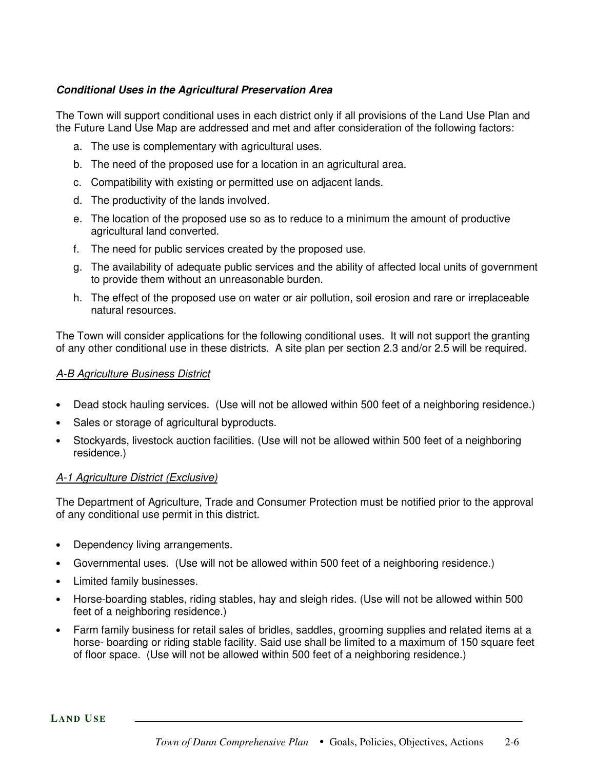### ***Conditional Uses in the Agricultural Preservation Area***

The Town will support conditional uses in each district only if all provisions of the Land Use Plan and the Future Land Use Map are addressed and met and after consideration of the following factors:

a. The use is complementary with agricultural uses.

b. The need of the proposed use for a location in an agricultural area.

c. Compatibility with existing or permitted use on adjacent lands.

d. The productivity of the lands involved.

e. The location of the proposed use so as to reduce to a minimum the amount of productive agricultural land converted.

f. The need for public services created by the proposed use.

g. The availability of adequate public services and the ability of affected local units of government to provide them without an unreasonable burden.

h. The effect of the proposed use on water or air pollution, soil erosion and rare or irreplaceable natural resources.

The Town will consider applications for the following conditional uses. It will not support the granting of any other conditional use in these districts. A site plan per section 2.3 and/or 2.5 will be required.

<u>A-B Agriculture Business District</u>

- Dead stock hauling services. (Use will not be allowed within 500 feet of a neighboring residence.)
- Sales or storage of agricultural byproducts.
- Stockyards, livestock auction facilities. (Use will not be allowed within 500 feet of a neighboring residence.)

<u>A-1 Agriculture District (Exclusive)</u>

The Department of Agriculture, Trade and Consumer Protection must be notified prior to the approval of any conditional use permit in this district.

- Dependency living arrangements.
- Governmental uses. (Use will not be allowed within 500 feet of a neighboring residence.)
- Limited family businesses.
- Horse-boarding stables, riding stables, hay and sleigh rides. (Use will not be allowed within 500 feet of a neighboring residence.)
- Farm family business for retail sales of bridles, saddles, grooming supplies and related items at a horse- boarding or riding stable facility. Said use shall be limited to a maximum of 150 square feet of floor space. (Use will not be allowed within 500 feet of a neighboring residence.)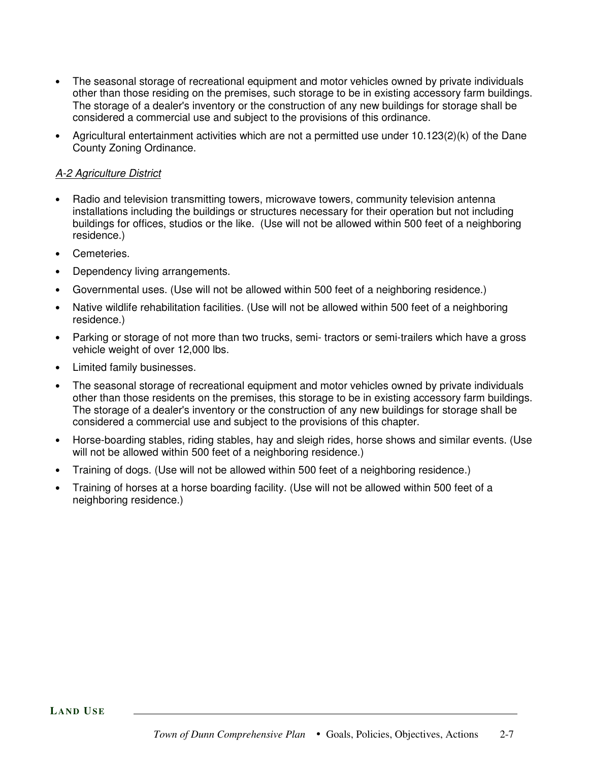- The seasonal storage of recreational equipment and motor vehicles owned by private individuals other than those residing on the premises, such storage to be in existing accessory farm buildings. The storage of a dealer's inventory or the construction of any new buildings for storage shall be considered a commercial use and subject to the provisions of this ordinance.
- Agricultural entertainment activities which are not a permitted use under 10.123(2)(k) of the Dane County Zoning Ordinance.

*A-2 Agriculture District*

- Radio and television transmitting towers, microwave towers, community television antenna installations including the buildings or structures necessary for their operation but not including buildings for offices, studios or the like. (Use will not be allowed within 500 feet of a neighboring residence.)
- Cemeteries.
- Dependency living arrangements.
- Governmental uses. (Use will not be allowed within 500 feet of a neighboring residence.)
- Native wildlife rehabilitation facilities. (Use will not be allowed within 500 feet of a neighboring residence.)
- Parking or storage of not more than two trucks, semi- tractors or semi-trailers which have a gross vehicle weight of over 12,000 lbs.
- Limited family businesses.
- The seasonal storage of recreational equipment and motor vehicles owned by private individuals other than those residents on the premises, this storage to be in existing accessory farm buildings. The storage of a dealer's inventory or the construction of any new buildings for storage shall be considered a commercial use and subject to the provisions of this chapter.
- Horse-boarding stables, riding stables, hay and sleigh rides, horse shows and similar events. (Use will not be allowed within 500 feet of a neighboring residence.)
- Training of dogs. (Use will not be allowed within 500 feet of a neighboring residence.)
- Training of horses at a horse boarding facility. (Use will not be allowed within 500 feet of a neighboring residence.)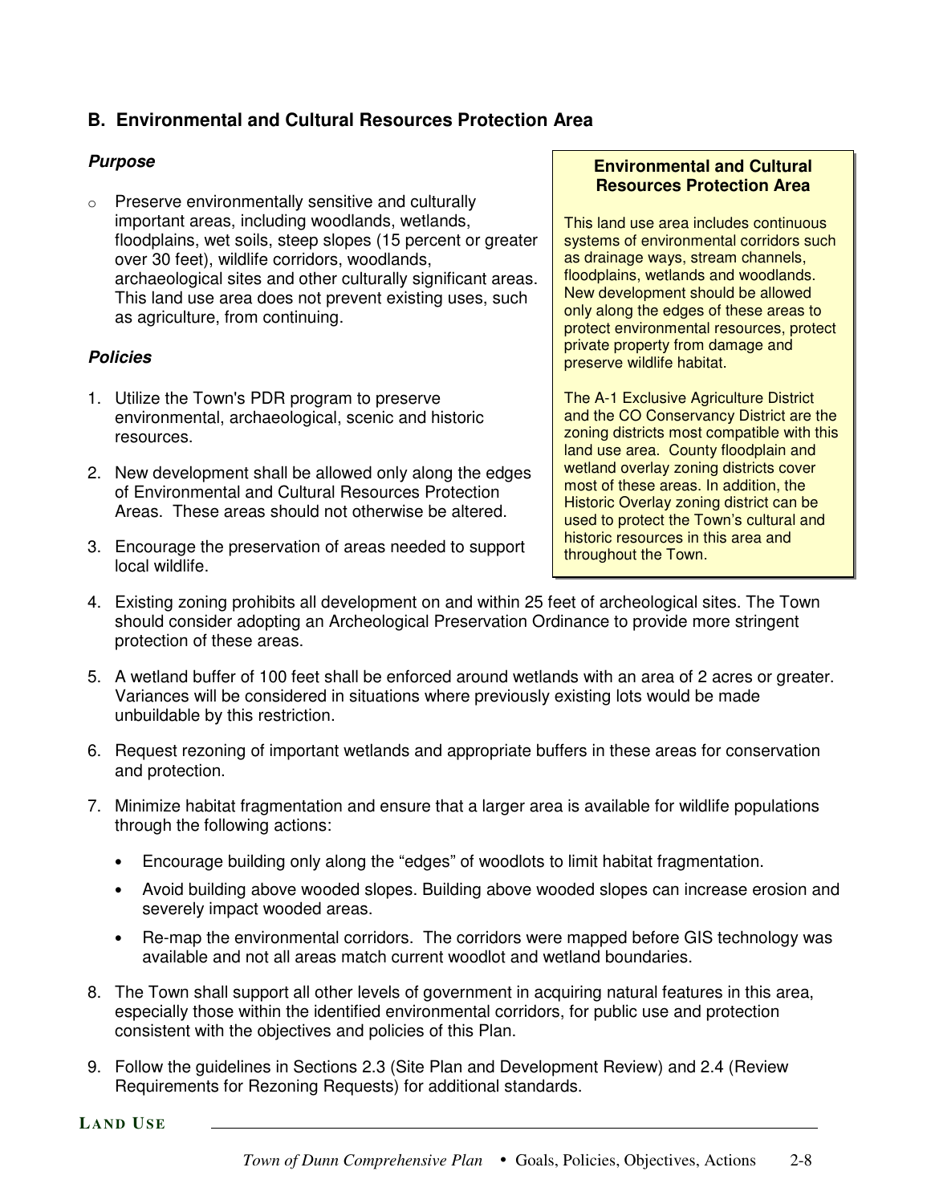## B. Environmental and Cultural Resources Protection Area

***Purpose***

- Preserve environmentally sensitive and culturally important areas, including woodlands, wetlands, floodplains, wet soils, steep slopes (15 percent or greater over 30 feet), wildlife corridors, woodlands, archaeological sites and other culturally significant areas. This land use area does not prevent existing uses, such as agriculture, from continuing.

> **Environmental and Cultural Resources Protection Area**
>
> This land use area includes continuous systems of environmental corridors such as drainage ways, stream channels, floodplains, wetlands and woodlands. New development should be allowed only along the edges of these areas to protect environmental resources, protect private property from damage and preserve wildlife habitat.
>
> The A-1 Exclusive Agriculture District and the CO Conservancy District are the zoning districts most compatible with this land use area. County floodplain and wetland overlay zoning districts cover most of these areas. In addition, the Historic Overlay zoning district can be used to protect the Town's cultural and historic resources in this area and throughout the Town.

***Policies***

1. Utilize the Town's PDR program to preserve environmental, archaeological, scenic and historic resources.

2. New development shall be allowed only along the edges of Environmental and Cultural Resources Protection Areas. These areas should not otherwise be altered.

3. Encourage the preservation of areas needed to support local wildlife.

4. Existing zoning prohibits all development on and within 25 feet of archeological sites. The Town should consider adopting an Archeological Preservation Ordinance to provide more stringent protection of these areas.

5. A wetland buffer of 100 feet shall be enforced around wetlands with an area of 2 acres or greater. Variances will be considered in situations where previously existing lots would be made unbuildable by this restriction.

6. Request rezoning of important wetlands and appropriate buffers in these areas for conservation and protection.

7. Minimize habitat fragmentation and ensure that a larger area is available for wildlife populations through the following actions:

   - Encourage building only along the "edges" of woodlots to limit habitat fragmentation.
   - Avoid building above wooded slopes. Building above wooded slopes can increase erosion and severely impact wooded areas.
   - Re-map the environmental corridors. The corridors were mapped before GIS technology was available and not all areas match current woodlot and wetland boundaries.

8. The Town shall support all other levels of government in acquiring natural features in this area, especially those within the identified environmental corridors, for public use and protection consistent with the objectives and policies of this Plan.

9. Follow the guidelines in Sections 2.3 (Site Plan and Development Review) and 2.4 (Review Requirements for Rezoning Requests) for additional standards.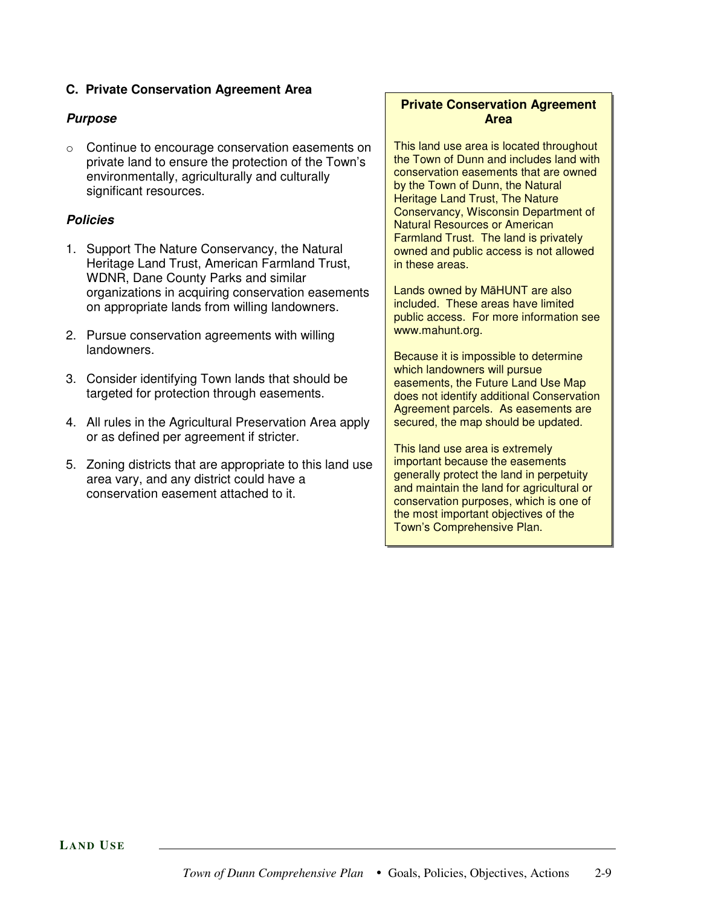### C. Private Conservation Agreement Area

***Purpose***

- Continue to encourage conservation easements on private land to ensure the protection of the Town's environmentally, agriculturally and culturally significant resources.

***Policies***

1. Support The Nature Conservancy, the Natural Heritage Land Trust, American Farmland Trust, WDNR, Dane County Parks and similar organizations in acquiring conservation easements on appropriate lands from willing landowners.
2. Pursue conservation agreements with willing landowners.
3. Consider identifying Town lands that should be targeted for protection through easements.
4. All rules in the Agricultural Preservation Area apply or as defined per agreement if stricter.
5. Zoning districts that are appropriate to this land use area vary, and any district could have a conservation easement attached to it.

**Private Conservation Agreement Area**

This land use area is located throughout the Town of Dunn and includes land with conservation easements that are owned by the Town of Dunn, the Natural Heritage Land Trust, The Nature Conservancy, Wisconsin Department of Natural Resources or American Farmland Trust. The land is privately owned and public access is not allowed in these areas.

Lands owned by MāHUNT are also included. These areas have limited public access. For more information see www.mahunt.org.

Because it is impossible to determine which landowners will pursue easements, the Future Land Use Map does not identify additional Conservation Agreement parcels. As easements are secured, the map should be updated.

This land use area is extremely important because the easements generally protect the land in perpetuity and maintain the land for agricultural or conservation purposes, which is one of the most important objectives of the Town's Comprehensive Plan.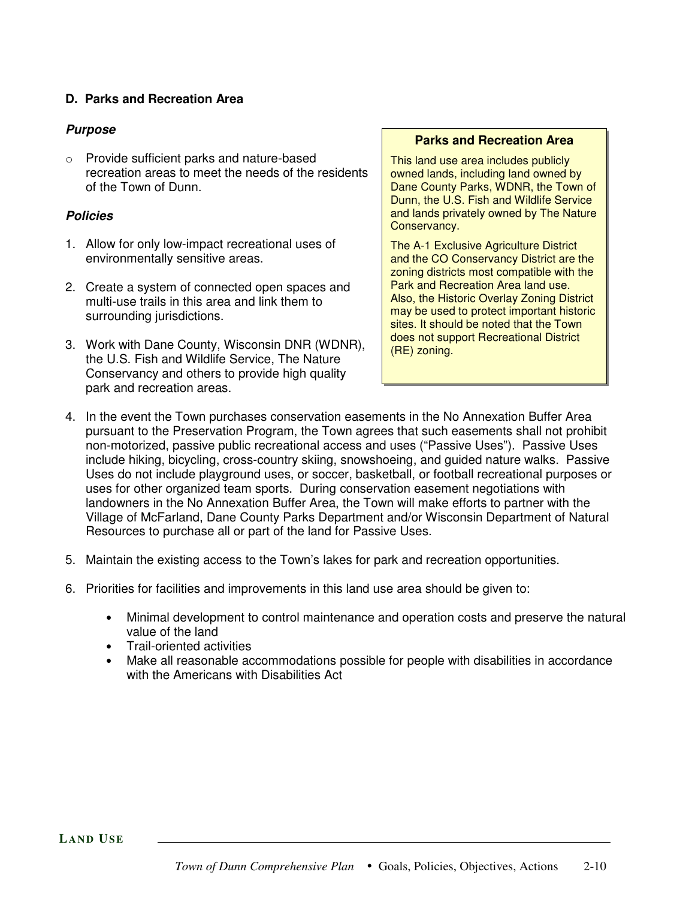## D. Parks and Recreation Area

### *Purpose*

- Provide sufficient parks and nature-based recreation areas to meet the needs of the residents of the Town of Dunn.

### *Policies*

1. Allow for only low-impact recreational uses of environmentally sensitive areas.

2. Create a system of connected open spaces and multi-use trails in this area and link them to surrounding jurisdictions.

3. Work with Dane County, Wisconsin DNR (WDNR), the U.S. Fish and Wildlife Service, The Nature Conservancy and others to provide high quality park and recreation areas.

> **Parks and Recreation Area**
>
> This land use area includes publicly owned lands, including land owned by Dane County Parks, WDNR, the Town of Dunn, the U.S. Fish and Wildlife Service and lands privately owned by The Nature Conservancy.
>
> The A-1 Exclusive Agriculture District and the CO Conservancy District are the zoning districts most compatible with the Park and Recreation Area land use. Also, the Historic Overlay Zoning District may be used to protect important historic sites. It should be noted that the Town does not support Recreational District (RE) zoning.

4. In the event the Town purchases conservation easements in the No Annexation Buffer Area pursuant to the Preservation Program, the Town agrees that such easements shall not prohibit non-motorized, passive public recreational access and uses (“Passive Uses”). Passive Uses include hiking, bicycling, cross-country skiing, snowshoeing, and guided nature walks. Passive Uses do not include playground uses, or soccer, basketball, or football recreational purposes or uses for other organized team sports. During conservation easement negotiations with landowners in the No Annexation Buffer Area, the Town will make efforts to partner with the Village of McFarland, Dane County Parks Department and/or Wisconsin Department of Natural Resources to purchase all or part of the land for Passive Uses.

5. Maintain the existing access to the Town’s lakes for park and recreation opportunities.

6. Priorities for facilities and improvements in this land use area should be given to:

   - Minimal development to control maintenance and operation costs and preserve the natural value of the land
   - Trail-oriented activities
   - Make all reasonable accommodations possible for people with disabilities in accordance with the Americans with Disabilities Act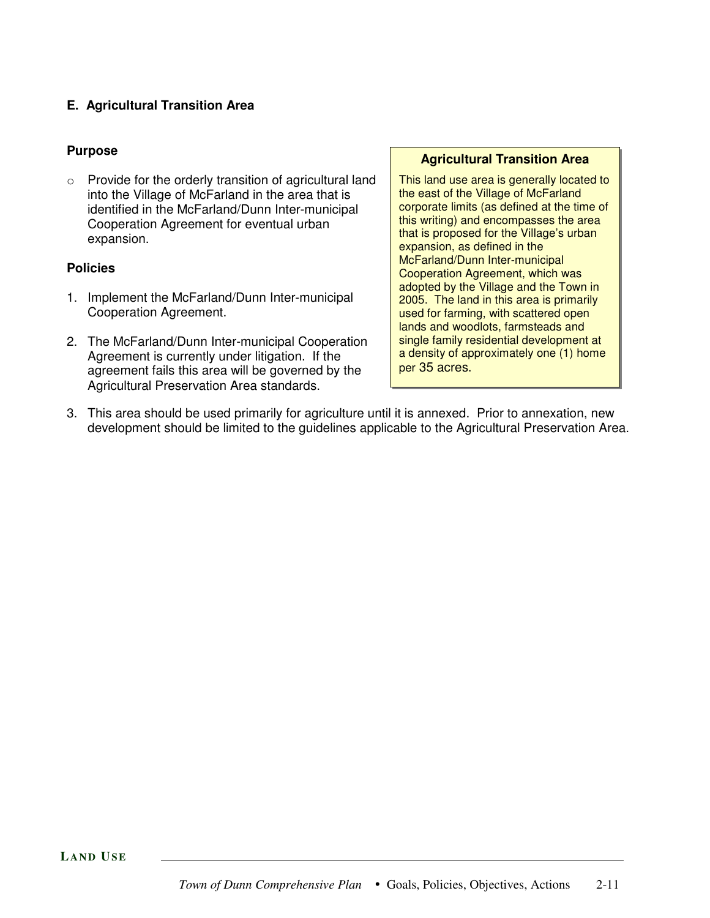### E. Agricultural Transition Area

**Purpose**

- Provide for the orderly transition of agricultural land into the Village of McFarland in the area that is identified in the McFarland/Dunn Inter-municipal Cooperation Agreement for eventual urban expansion.

**Policies**

1. Implement the McFarland/Dunn Inter-municipal Cooperation Agreement.
2. The McFarland/Dunn Inter-municipal Cooperation Agreement is currently under litigation. If the agreement fails this area will be governed by the Agricultural Preservation Area standards.
3. This area should be used primarily for agriculture until it is annexed. Prior to annexation, new development should be limited to the guidelines applicable to the Agricultural Preservation Area.

> **Agricultural Transition Area**
>
> This land use area is generally located to the east of the Village of McFarland corporate limits (as defined at the time of this writing) and encompasses the area that is proposed for the Village's urban expansion, as defined in the McFarland/Dunn Inter-municipal Cooperation Agreement, which was adopted by the Village and the Town in 2005. The land in this area is primarily used for farming, with scattered open lands and woodlots, farmsteads and single family residential development at a density of approximately one (1) home per 35 acres.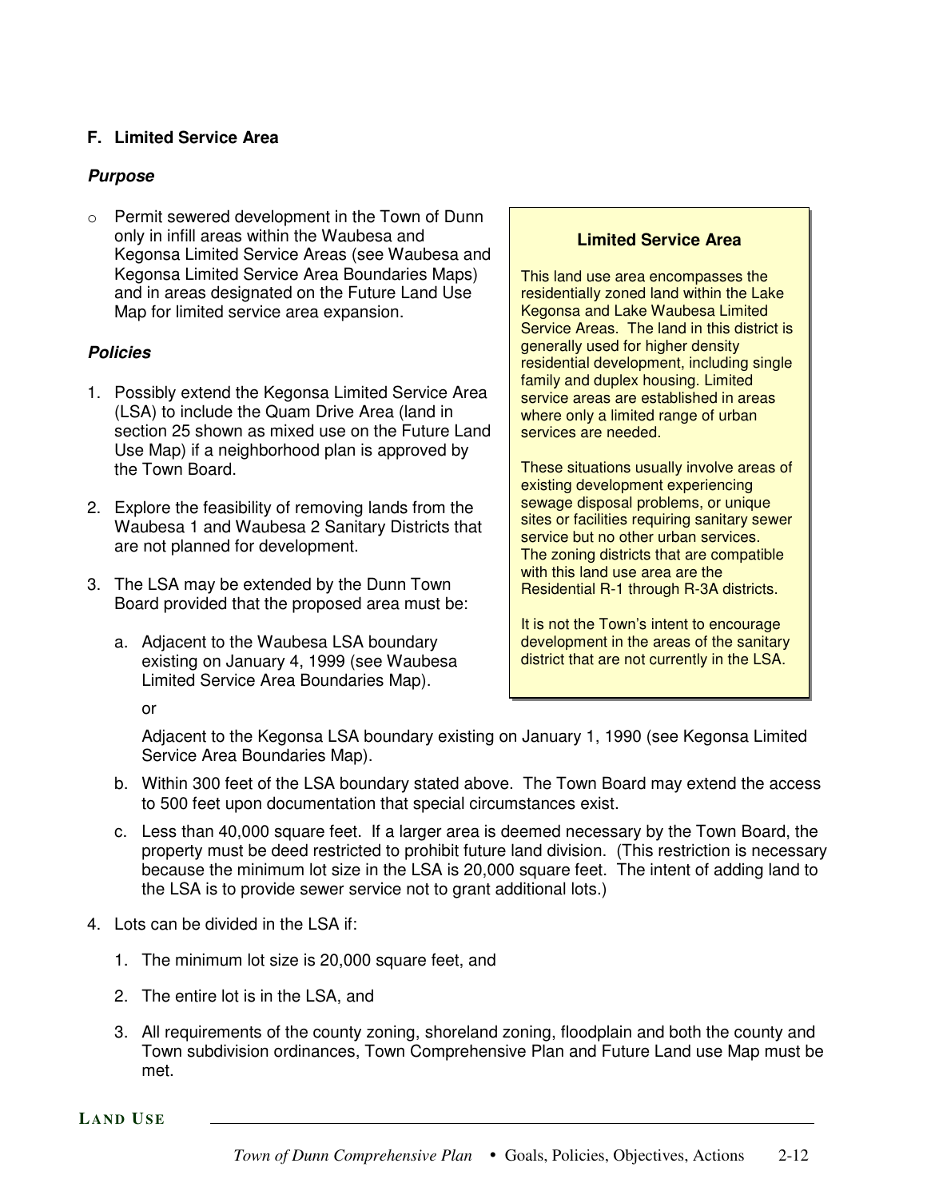## F. Limited Service Area

***Purpose***

- Permit sewered development in the Town of Dunn only in infill areas within the Waubesa and Kegonsa Limited Service Areas (see Waubesa and Kegonsa Limited Service Area Boundaries Maps) and in areas designated on the Future Land Use Map for limited service area expansion.

> **Limited Service Area**
>
> This land use area encompasses the residentially zoned land within the Lake Kegonsa and Lake Waubesa Limited Service Areas. The land in this district is generally used for higher density residential development, including single family and duplex housing. Limited service areas are established in areas where only a limited range of urban services are needed.
>
> These situations usually involve areas of existing development experiencing sewage disposal problems, or unique sites or facilities requiring sanitary sewer service but no other urban services. The zoning districts that are compatible with this land use area are the Residential R-1 through R-3A districts.
>
> It is not the Town's intent to encourage development in the areas of the sanitary district that are not currently in the LSA.

***Policies***

1. Possibly extend the Kegonsa Limited Service Area (LSA) to include the Quam Drive Area (land in section 25 shown as mixed use on the Future Land Use Map) if a neighborhood plan is approved by the Town Board.

2. Explore the feasibility of removing lands from the Waubesa 1 and Waubesa 2 Sanitary Districts that are not planned for development.

3. The LSA may be extended by the Dunn Town Board provided that the proposed area must be:

   a. Adjacent to the Waubesa LSA boundary existing on January 4, 1999 (see Waubesa Limited Service Area Boundaries Map).

      or

      Adjacent to the Kegonsa LSA boundary existing on January 1, 1990 (see Kegonsa Limited Service Area Boundaries Map).

   b. Within 300 feet of the LSA boundary stated above. The Town Board may extend the access to 500 feet upon documentation that special circumstances exist.

   c. Less than 40,000 square feet. If a larger area is deemed necessary by the Town Board, the property must be deed restricted to prohibit future land division. (This restriction is necessary because the minimum lot size in the LSA is 20,000 square feet. The intent of adding land to the LSA is to provide sewer service not to grant additional lots.)

4. Lots can be divided in the LSA if:

   1. The minimum lot size is 20,000 square feet, and

   2. The entire lot is in the LSA, and

   3. All requirements of the county zoning, shoreland zoning, floodplain and both the county and Town subdivision ordinances, Town Comprehensive Plan and Future Land use Map must be met.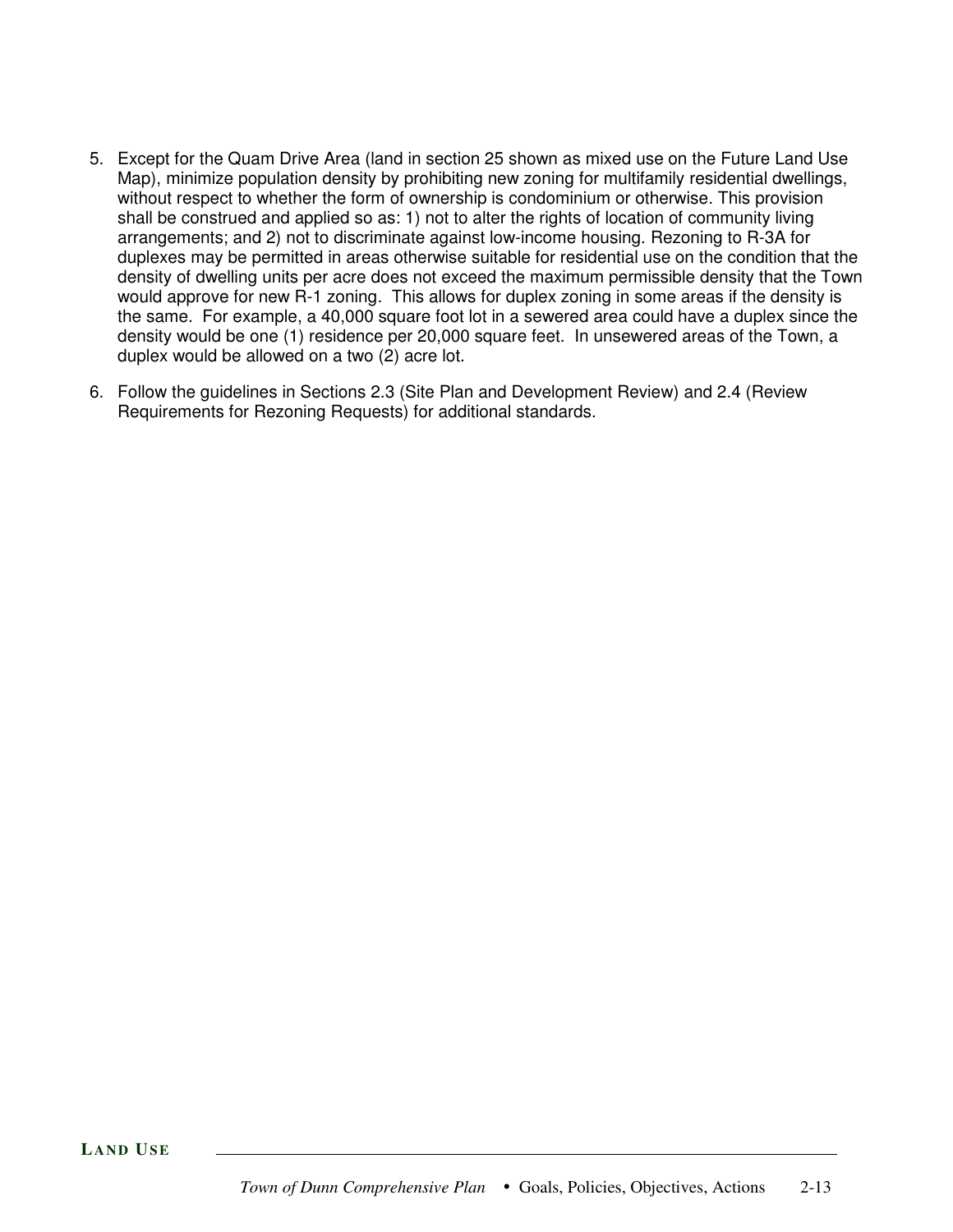5. Except for the Quam Drive Area (land in section 25 shown as mixed use on the Future Land Use Map), minimize population density by prohibiting new zoning for multifamily residential dwellings, without respect to whether the form of ownership is condominium or otherwise. This provision shall be construed and applied so as: 1) not to alter the rights of location of community living arrangements; and 2) not to discriminate against low-income housing. Rezoning to R-3A for duplexes may be permitted in areas otherwise suitable for residential use on the condition that the density of dwelling units per acre does not exceed the maximum permissible density that the Town would approve for new R-1 zoning. This allows for duplex zoning in some areas if the density is the same. For example, a 40,000 square foot lot in a sewered area could have a duplex since the density would be one (1) residence per 20,000 square feet. In unsewered areas of the Town, a duplex would be allowed on a two (2) acre lot.

6. Follow the guidelines in Sections 2.3 (Site Plan and Development Review) and 2.4 (Review Requirements for Rezoning Requests) for additional standards.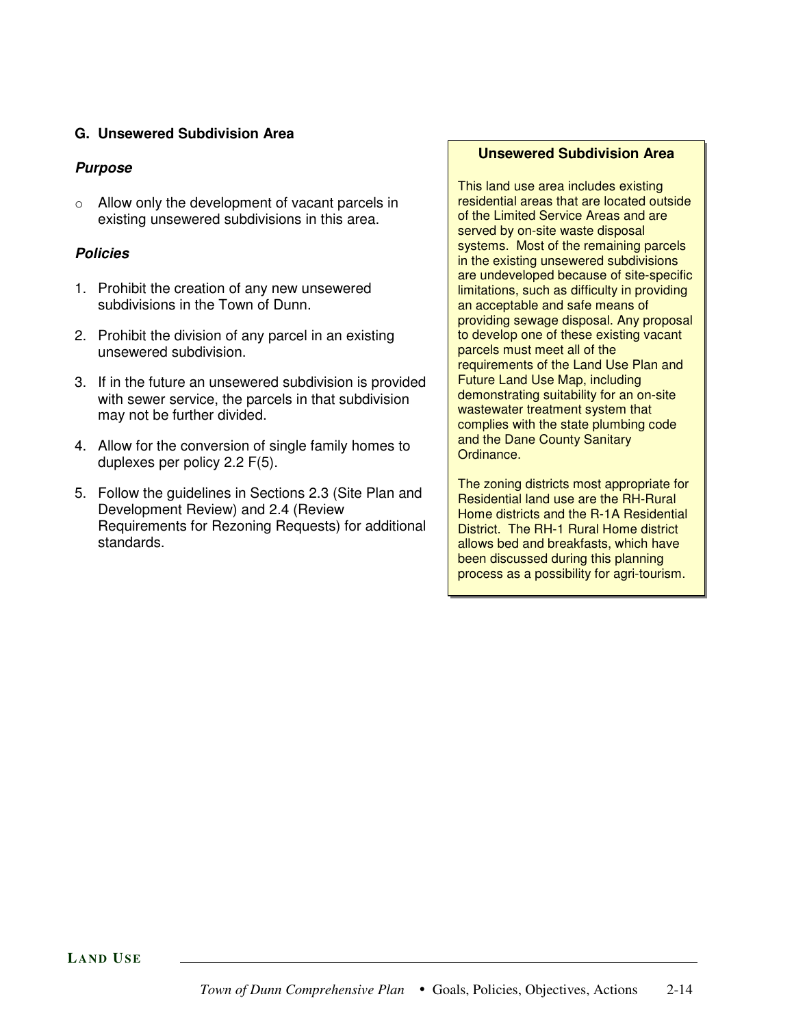### G. Unsewered Subdivision Area

***Purpose***

- Allow only the development of vacant parcels in existing unsewered subdivisions in this area.

***Policies***

1. Prohibit the creation of any new unsewered subdivisions in the Town of Dunn.
2. Prohibit the division of any parcel in an existing unsewered subdivision.
3. If in the future an unsewered subdivision is provided with sewer service, the parcels in that subdivision may not be further divided.
4. Allow for the conversion of single family homes to duplexes per policy 2.2 F(5).
5. Follow the guidelines in Sections 2.3 (Site Plan and Development Review) and 2.4 (Review Requirements for Rezoning Requests) for additional standards.

**Unsewered Subdivision Area**

This land use area includes existing residential areas that are located outside of the Limited Service Areas and are served by on-site waste disposal systems. Most of the remaining parcels in the existing unsewered subdivisions are undeveloped because of site-specific limitations, such as difficulty in providing an acceptable and safe means of providing sewage disposal. Any proposal to develop one of these existing vacant parcels must meet all of the requirements of the Land Use Plan and Future Land Use Map, including demonstrating suitability for an on-site wastewater treatment system that complies with the state plumbing code and the Dane County Sanitary Ordinance.

The zoning districts most appropriate for Residential land use are the RH-Rural Home districts and the R-1A Residential District. The RH-1 Rural Home district allows bed and breakfasts, which have been discussed during this planning process as a possibility for agri-tourism.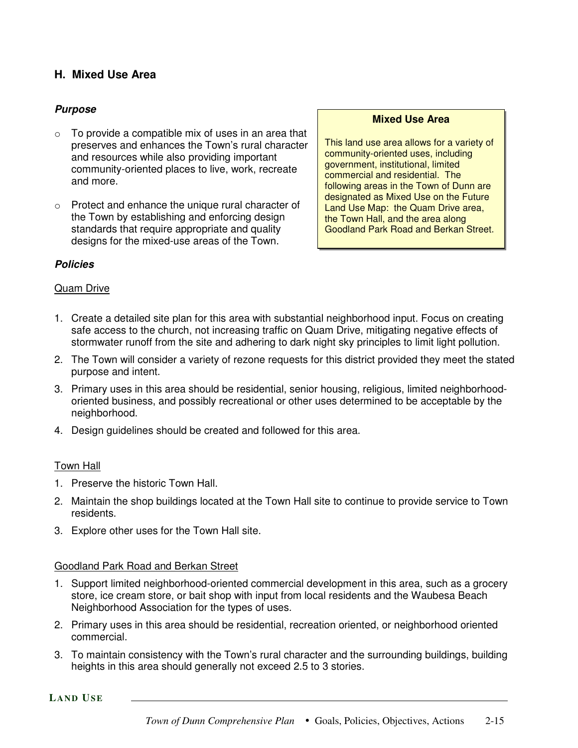## H. Mixed Use Area

### *Purpose*

- To provide a compatible mix of uses in an area that preserves and enhances the Town's rural character and resources while also providing important community-oriented places to live, work, recreate and more.
- Protect and enhance the unique rural character of the Town by establishing and enforcing design standards that require appropriate and quality designs for the mixed-use areas of the Town.

> **Mixed Use Area**
>
> This land use area allows for a variety of community-oriented uses, including government, institutional, limited commercial and residential. The following areas in the Town of Dunn are designated as Mixed Use on the Future Land Use Map: the Quam Drive area, the Town Hall, and the area along Goodland Park Road and Berkan Street.

### *Policies*

<u>Quam Drive</u>

1. Create a detailed site plan for this area with substantial neighborhood input. Focus on creating safe access to the church, not increasing traffic on Quam Drive, mitigating negative effects of stormwater runoff from the site and adhering to dark night sky principles to limit light pollution.
2. The Town will consider a variety of rezone requests for this district provided they meet the stated purpose and intent.
3. Primary uses in this area should be residential, senior housing, religious, limited neighborhood-oriented business, and possibly recreational or other uses determined to be acceptable by the neighborhood.
4. Design guidelines should be created and followed for this area.

<u>Town Hall</u>

1. Preserve the historic Town Hall.
2. Maintain the shop buildings located at the Town Hall site to continue to provide service to Town residents.
3. Explore other uses for the Town Hall site.

<u>Goodland Park Road and Berkan Street</u>

1. Support limited neighborhood-oriented commercial development in this area, such as a grocery store, ice cream store, or bait shop with input from local residents and the Waubesa Beach Neighborhood Association for the types of uses.
2. Primary uses in this area should be residential, recreation oriented, or neighborhood oriented commercial.
3. To maintain consistency with the Town's rural character and the surrounding buildings, building heights in this area should generally not exceed 2.5 to 3 stories.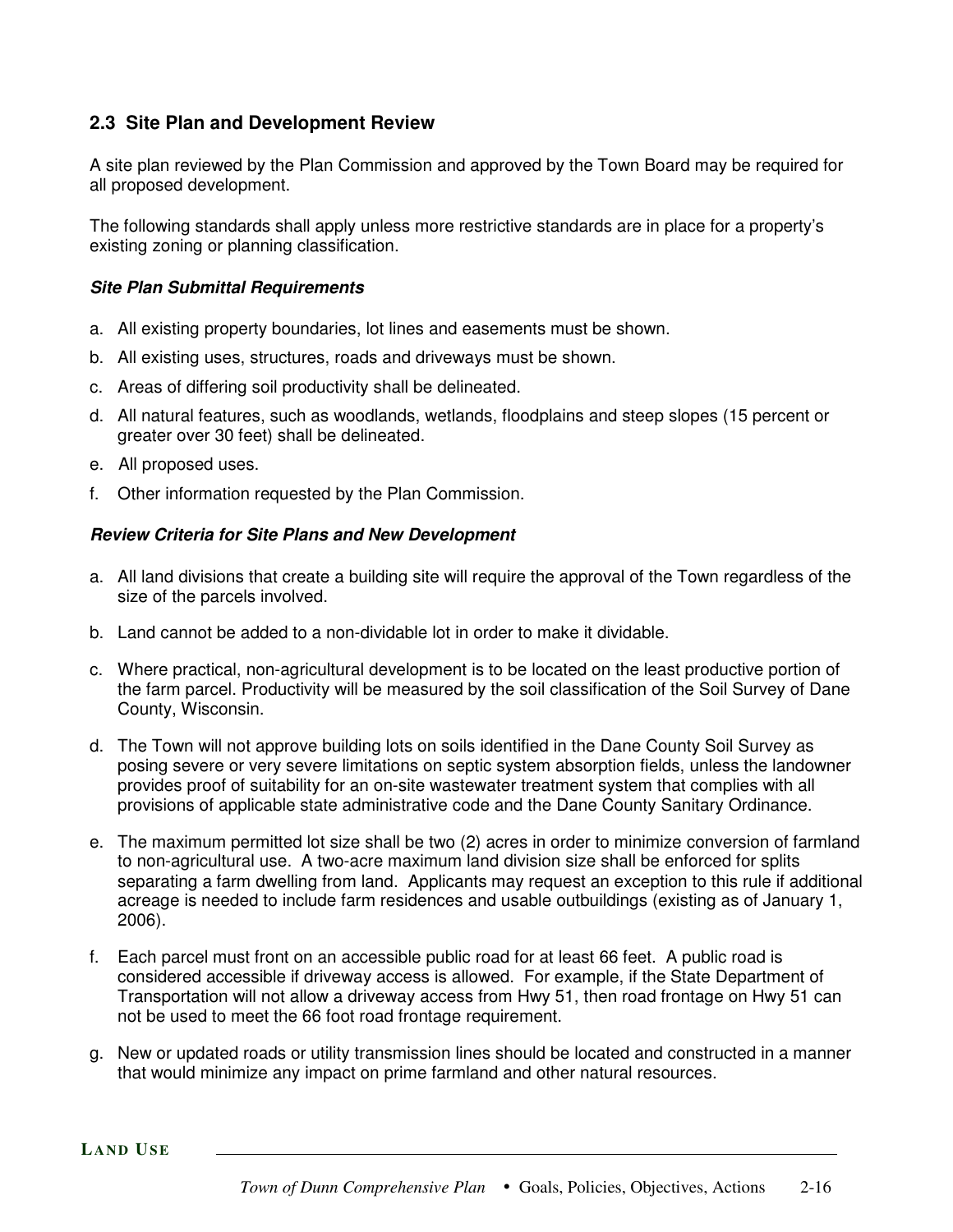## 2.3 Site Plan and Development Review

A site plan reviewed by the Plan Commission and approved by the Town Board may be required for all proposed development.

The following standards shall apply unless more restrictive standards are in place for a property's existing zoning or planning classification.

***Site Plan Submittal Requirements***

a. All existing property boundaries, lot lines and easements must be shown.
b. All existing uses, structures, roads and driveways must be shown.
c. Areas of differing soil productivity shall be delineated.
d. All natural features, such as woodlands, wetlands, floodplains and steep slopes (15 percent or greater over 30 feet) shall be delineated.
e. All proposed uses.
f. Other information requested by the Plan Commission.

***Review Criteria for Site Plans and New Development***

a. All land divisions that create a building site will require the approval of the Town regardless of the size of the parcels involved.

b. Land cannot be added to a non-dividable lot in order to make it dividable.

c. Where practical, non-agricultural development is to be located on the least productive portion of the farm parcel. Productivity will be measured by the soil classification of the Soil Survey of Dane County, Wisconsin.

d. The Town will not approve building lots on soils identified in the Dane County Soil Survey as posing severe or very severe limitations on septic system absorption fields, unless the landowner provides proof of suitability for an on-site wastewater treatment system that complies with all provisions of applicable state administrative code and the Dane County Sanitary Ordinance.

e. The maximum permitted lot size shall be two (2) acres in order to minimize conversion of farmland to non-agricultural use. A two-acre maximum land division size shall be enforced for splits separating a farm dwelling from land. Applicants may request an exception to this rule if additional acreage is needed to include farm residences and usable outbuildings (existing as of January 1, 2006).

f. Each parcel must front on an accessible public road for at least 66 feet. A public road is considered accessible if driveway access is allowed. For example, if the State Department of Transportation will not allow a driveway access from Hwy 51, then road frontage on Hwy 51 can not be used to meet the 66 foot road frontage requirement.

g. New or updated roads or utility transmission lines should be located and constructed in a manner that would minimize any impact on prime farmland and other natural resources.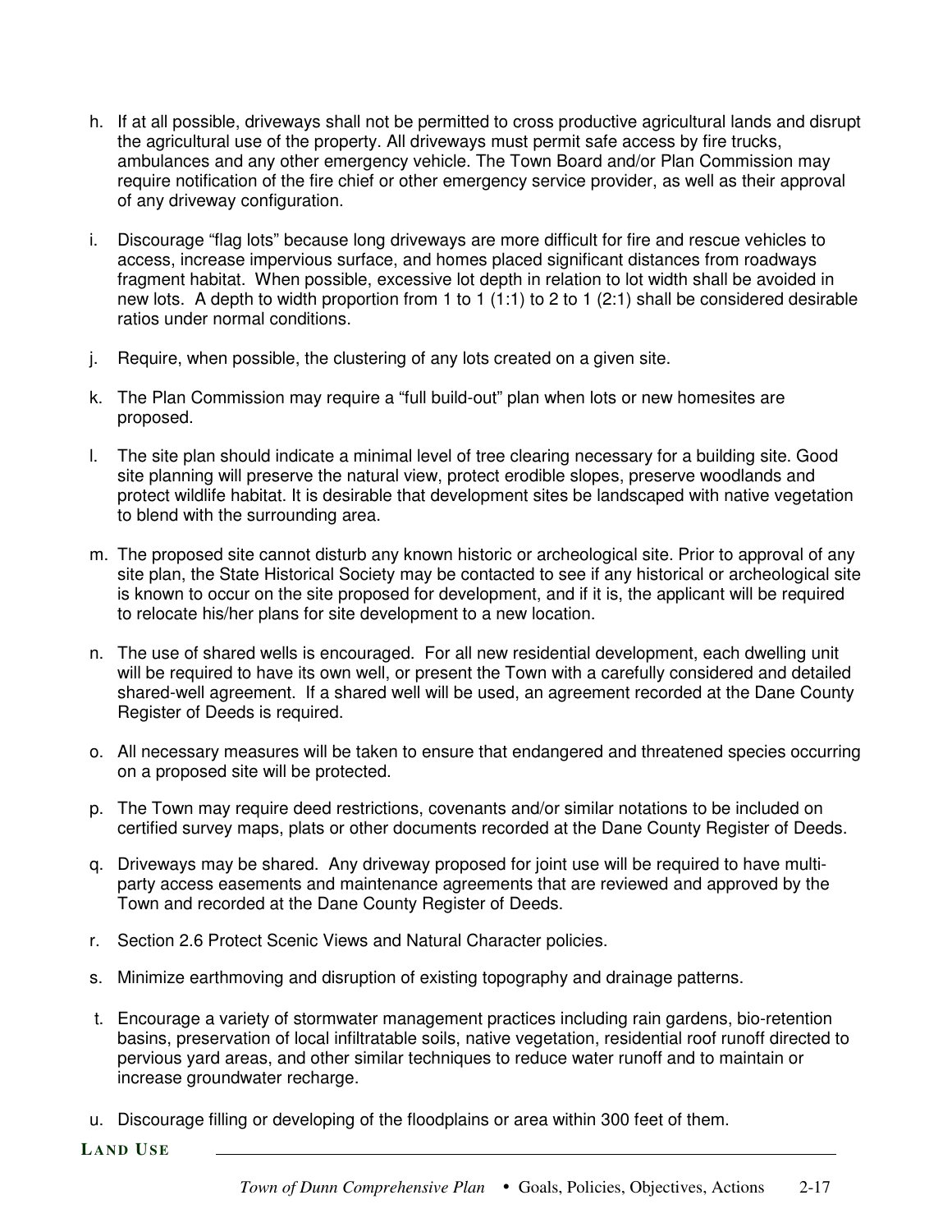h. If at all possible, driveways shall not be permitted to cross productive agricultural lands and disrupt the agricultural use of the property. All driveways must permit safe access by fire trucks, ambulances and any other emergency vehicle. The Town Board and/or Plan Commission may require notification of the fire chief or other emergency service provider, as well as their approval of any driveway configuration.

i. Discourage "flag lots" because long driveways are more difficult for fire and rescue vehicles to access, increase impervious surface, and homes placed significant distances from roadways fragment habitat. When possible, excessive lot depth in relation to lot width shall be avoided in new lots. A depth to width proportion from 1 to 1 (1:1) to 2 to 1 (2:1) shall be considered desirable ratios under normal conditions.

j. Require, when possible, the clustering of any lots created on a given site.

k. The Plan Commission may require a "full build-out" plan when lots or new homesites are proposed.

l. The site plan should indicate a minimal level of tree clearing necessary for a building site. Good site planning will preserve the natural view, protect erodible slopes, preserve woodlands and protect wildlife habitat. It is desirable that development sites be landscaped with native vegetation to blend with the surrounding area.

m. The proposed site cannot disturb any known historic or archeological site. Prior to approval of any site plan, the State Historical Society may be contacted to see if any historical or archeological site is known to occur on the site proposed for development, and if it is, the applicant will be required to relocate his/her plans for site development to a new location.

n. The use of shared wells is encouraged. For all new residential development, each dwelling unit will be required to have its own well, or present the Town with a carefully considered and detailed shared-well agreement. If a shared well will be used, an agreement recorded at the Dane County Register of Deeds is required.

o. All necessary measures will be taken to ensure that endangered and threatened species occurring on a proposed site will be protected.

p. The Town may require deed restrictions, covenants and/or similar notations to be included on certified survey maps, plats or other documents recorded at the Dane County Register of Deeds.

q. Driveways may be shared. Any driveway proposed for joint use will be required to have multi-party access easements and maintenance agreements that are reviewed and approved by the Town and recorded at the Dane County Register of Deeds.

r. Section 2.6 Protect Scenic Views and Natural Character policies.

s. Minimize earthmoving and disruption of existing topography and drainage patterns.

t. Encourage a variety of stormwater management practices including rain gardens, bio-retention basins, preservation of local infiltratable soils, native vegetation, residential roof runoff directed to pervious yard areas, and other similar techniques to reduce water runoff and to maintain or increase groundwater recharge.

u. Discourage filling or developing of the floodplains or area within 300 feet of them.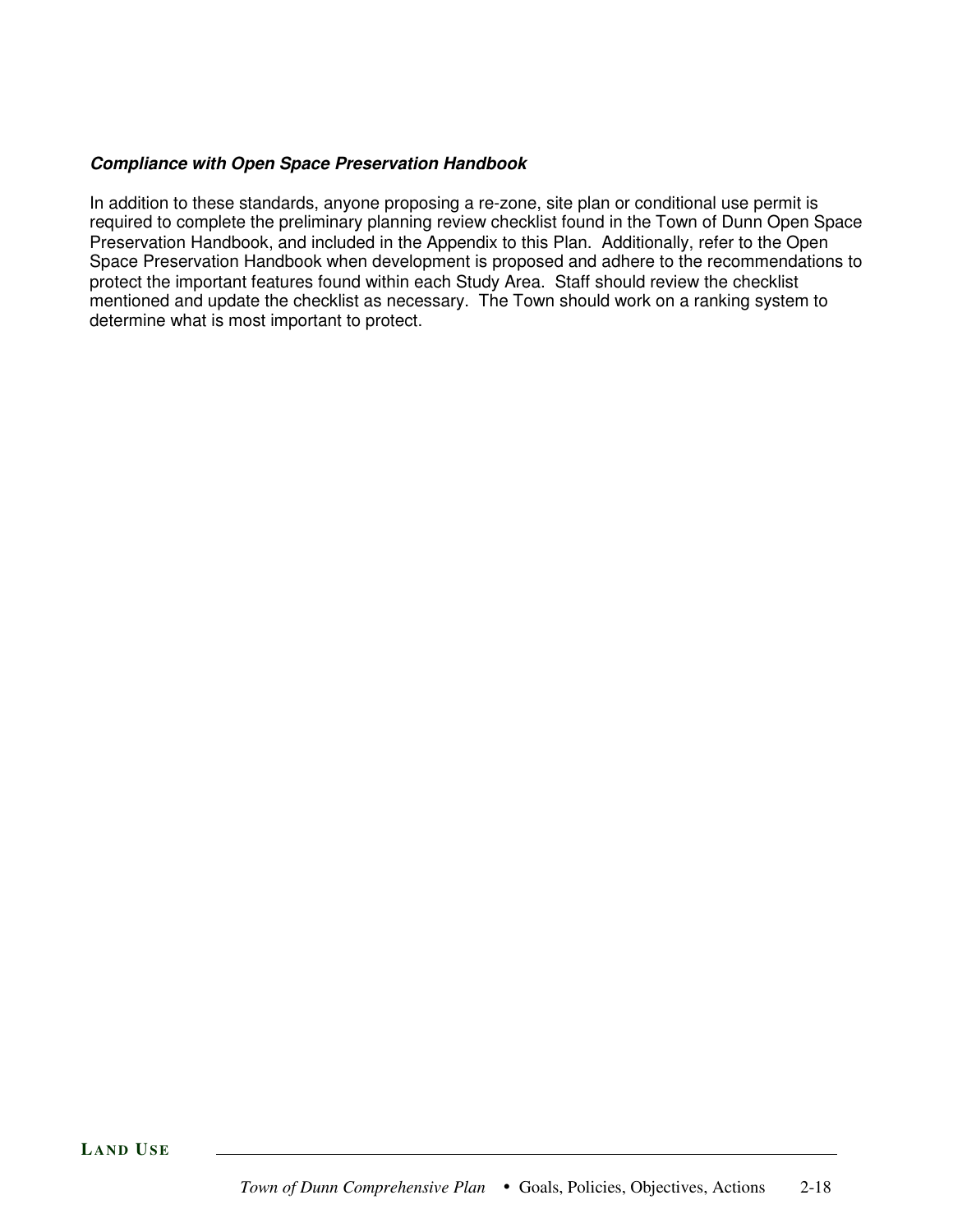***Compliance with Open Space Preservation Handbook***

In addition to these standards, anyone proposing a re-zone, site plan or conditional use permit is required to complete the preliminary planning review checklist found in the Town of Dunn Open Space Preservation Handbook, and included in the Appendix to this Plan. Additionally, refer to the Open Space Preservation Handbook when development is proposed and adhere to the recommendations to protect the important features found within each Study Area. Staff should review the checklist mentioned and update the checklist as necessary. The Town should work on a ranking system to determine what is most important to protect.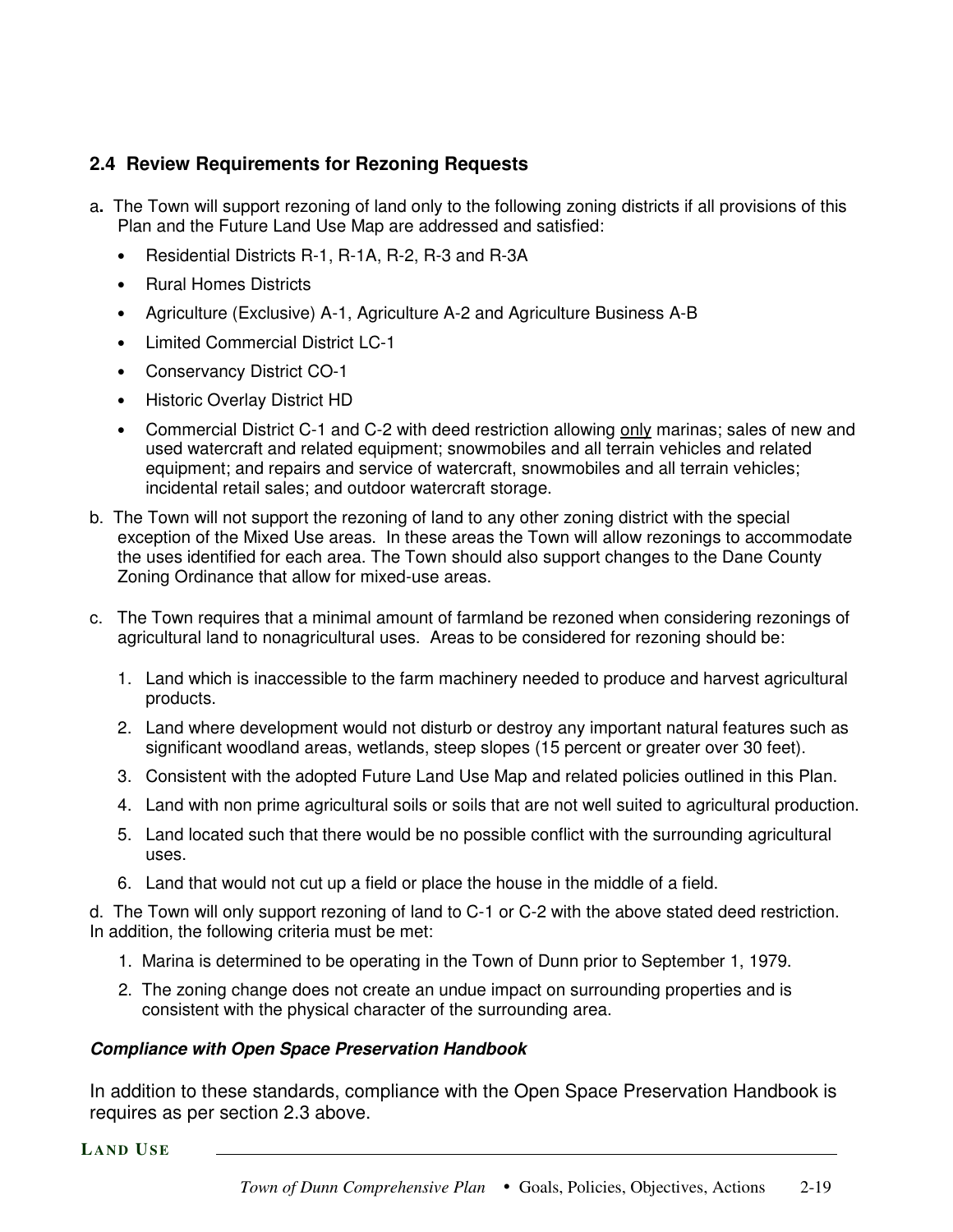## 2.4 Review Requirements for Rezoning Requests

a. The Town will support rezoning of land only to the following zoning districts if all provisions of this Plan and the Future Land Use Map are addressed and satisfied:

- Residential Districts R-1, R-1A, R-2, R-3 and R-3A
- Rural Homes Districts
- Agriculture (Exclusive) A-1, Agriculture A-2 and Agriculture Business A-B
- Limited Commercial District LC-1
- Conservancy District CO-1
- Historic Overlay District HD
- Commercial District C-1 and C-2 with deed restriction allowing <u>only</u> marinas; sales of new and used watercraft and related equipment; snowmobiles and all terrain vehicles and related equipment; and repairs and service of watercraft, snowmobiles and all terrain vehicles; incidental retail sales; and outdoor watercraft storage.

b. The Town will not support the rezoning of land to any other zoning district with the special exception of the Mixed Use areas. In these areas the Town will allow rezonings to accommodate the uses identified for each area. The Town should also support changes to the Dane County Zoning Ordinance that allow for mixed-use areas.

c. The Town requires that a minimal amount of farmland be rezoned when considering rezonings of agricultural land to nonagricultural uses. Areas to be considered for rezoning should be:

1. Land which is inaccessible to the farm machinery needed to produce and harvest agricultural products.
2. Land where development would not disturb or destroy any important natural features such as significant woodland areas, wetlands, steep slopes (15 percent or greater over 30 feet).
3. Consistent with the adopted Future Land Use Map and related policies outlined in this Plan.
4. Land with non prime agricultural soils or soils that are not well suited to agricultural production.
5. Land located such that there would be no possible conflict with the surrounding agricultural uses.
6. Land that would not cut up a field or place the house in the middle of a field.

d. The Town will only support rezoning of land to C-1 or C-2 with the above stated deed restriction. In addition, the following criteria must be met:

1. Marina is determined to be operating in the Town of Dunn prior to September 1, 1979.
2. The zoning change does not create an undue impact on surrounding properties and is consistent with the physical character of the surrounding area.

***Compliance with Open Space Preservation Handbook***

In addition to these standards, compliance with the Open Space Preservation Handbook is requires as per section 2.3 above.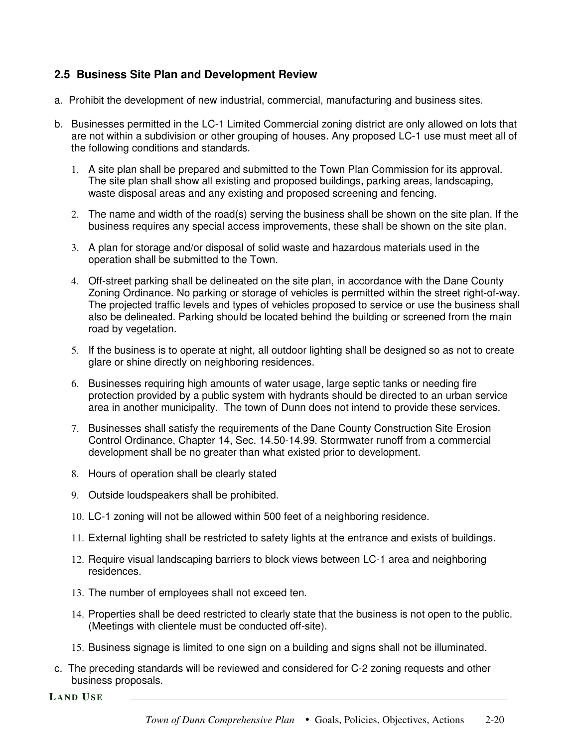## 2.5 Business Site Plan and Development Review

a. Prohibit the development of new industrial, commercial, manufacturing and business sites.

b. Businesses permitted in the LC-1 Limited Commercial zoning district are only allowed on lots that are not within a subdivision or other grouping of houses. Any proposed LC-1 use must meet all of the following conditions and standards.

1. A site plan shall be prepared and submitted to the Town Plan Commission for its approval. The site plan shall show all existing and proposed buildings, parking areas, landscaping, waste disposal areas and any existing and proposed screening and fencing.
2. The name and width of the road(s) serving the business shall be shown on the site plan. If the business requires any special access improvements, these shall be shown on the site plan.
3. A plan for storage and/or disposal of solid waste and hazardous materials used in the operation shall be submitted to the Town.
4. Off-street parking shall be delineated on the site plan, in accordance with the Dane County Zoning Ordinance. No parking or storage of vehicles is permitted within the street right-of-way. The projected traffic levels and types of vehicles proposed to service or use the business shall also be delineated. Parking should be located behind the building or screened from the main road by vegetation.
5. If the business is to operate at night, all outdoor lighting shall be designed so as not to create glare or shine directly on neighboring residences.
6. Businesses requiring high amounts of water usage, large septic tanks or needing fire protection provided by a public system with hydrants should be directed to an urban service area in another municipality. The town of Dunn does not intend to provide these services.
7. Businesses shall satisfy the requirements of the Dane County Construction Site Erosion Control Ordinance, Chapter 14, Sec. 14.50-14.99. Stormwater runoff from a commercial development shall be no greater than what existed prior to development.
8. Hours of operation shall be clearly stated
9. Outside loudspeakers shall be prohibited.
10. LC-1 zoning will not be allowed within 500 feet of a neighboring residence.
11. External lighting shall be restricted to safety lights at the entrance and exists of buildings.
12. Require visual landscaping barriers to block views between LC-1 area and neighboring residences.
13. The number of employees shall not exceed ten.
14. Properties shall be deed restricted to clearly state that the business is not open to the public. (Meetings with clientele must be conducted off-site).
15. Business signage is limited to one sign on a building and signs shall not be illuminated.

c. The preceding standards will be reviewed and considered for C-2 zoning requests and other business proposals.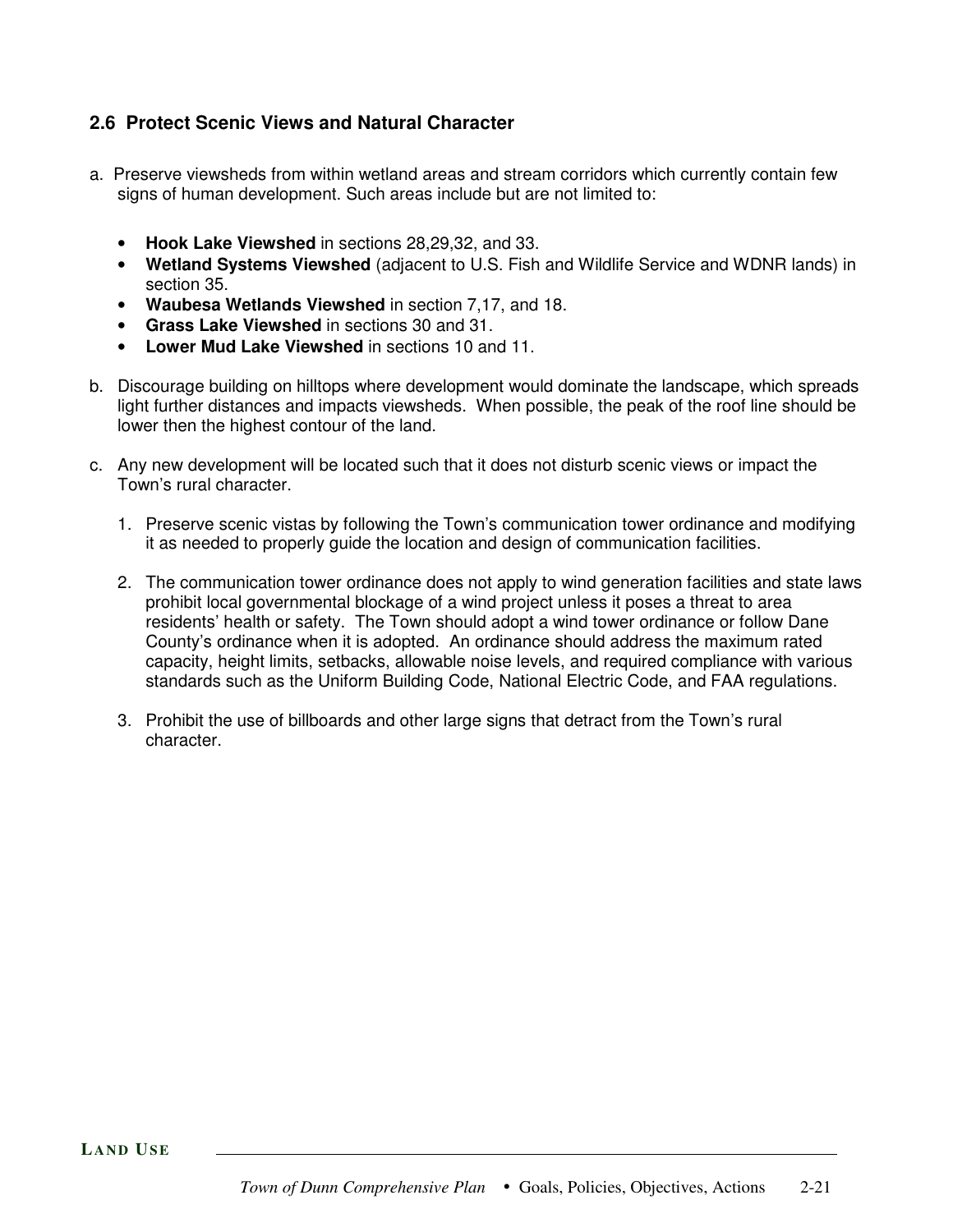## 2.6 Protect Scenic Views and Natural Character

a. Preserve viewsheds from within wetland areas and stream corridors which currently contain few signs of human development. Such areas include but are not limited to:

- **Hook Lake Viewshed** in sections 28,29,32, and 33.
- **Wetland Systems Viewshed** (adjacent to U.S. Fish and Wildlife Service and WDNR lands) in section 35.
- **Waubesa Wetlands Viewshed** in section 7,17, and 18.
- **Grass Lake Viewshed** in sections 30 and 31.
- **Lower Mud Lake Viewshed** in sections 10 and 11.

b. Discourage building on hilltops where development would dominate the landscape, which spreads light further distances and impacts viewsheds. When possible, the peak of the roof line should be lower then the highest contour of the land.

c. Any new development will be located such that it does not disturb scenic views or impact the Town's rural character.

1. Preserve scenic vistas by following the Town's communication tower ordinance and modifying it as needed to properly guide the location and design of communication facilities.

2. The communication tower ordinance does not apply to wind generation facilities and state laws prohibit local governmental blockage of a wind project unless it poses a threat to area residents' health or safety. The Town should adopt a wind tower ordinance or follow Dane County's ordinance when it is adopted. An ordinance should address the maximum rated capacity, height limits, setbacks, allowable noise levels, and required compliance with various standards such as the Uniform Building Code, National Electric Code, and FAA regulations.

3. Prohibit the use of billboards and other large signs that detract from the Town's rural character.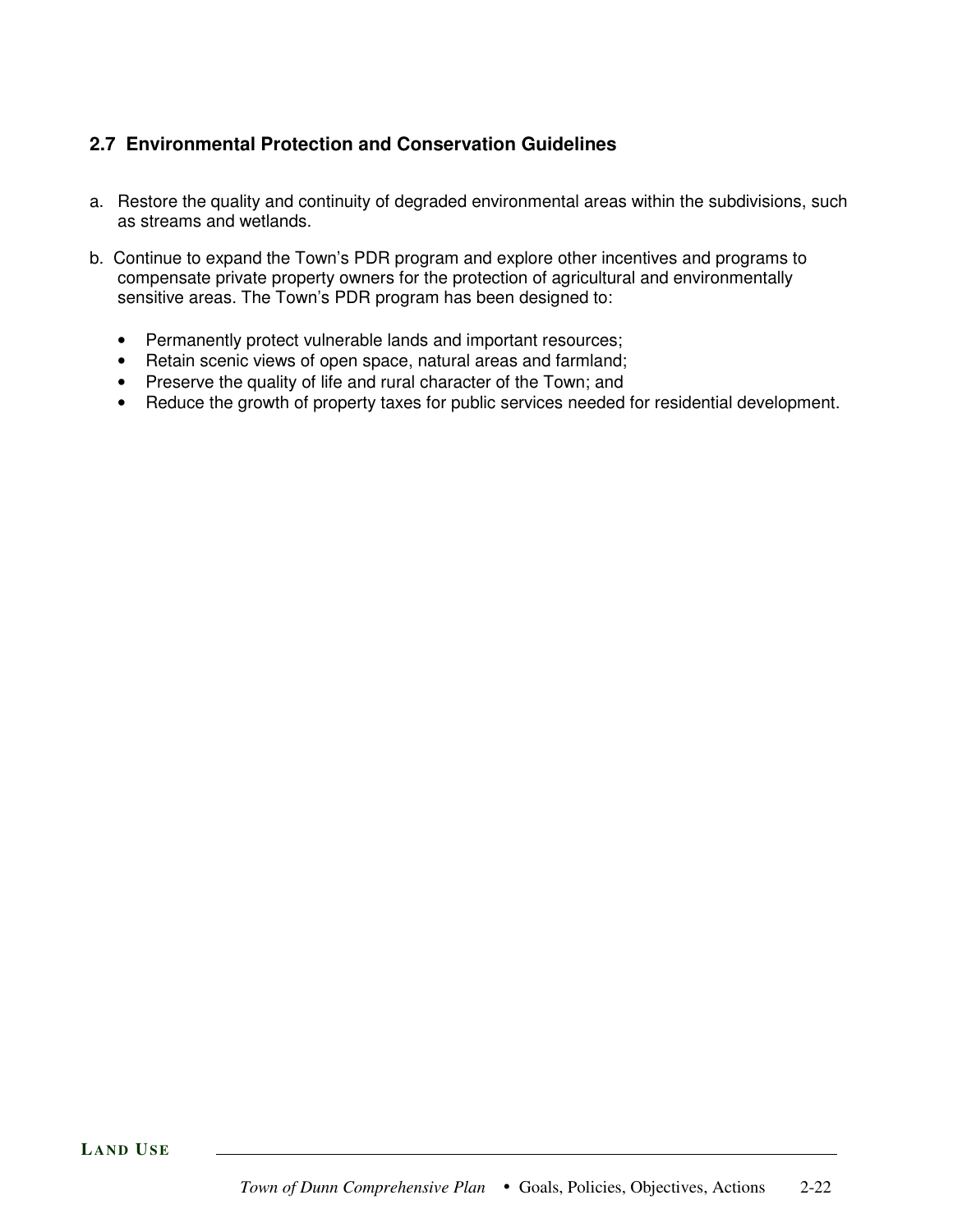## 2.7 Environmental Protection and Conservation Guidelines

a. Restore the quality and continuity of degraded environmental areas within the subdivisions, such as streams and wetlands.

b. Continue to expand the Town's PDR program and explore other incentives and programs to compensate private property owners for the protection of agricultural and environmentally sensitive areas. The Town's PDR program has been designed to:

- Permanently protect vulnerable lands and important resources;
- Retain scenic views of open space, natural areas and farmland;
- Preserve the quality of life and rural character of the Town; and
- Reduce the growth of property taxes for public services needed for residential development.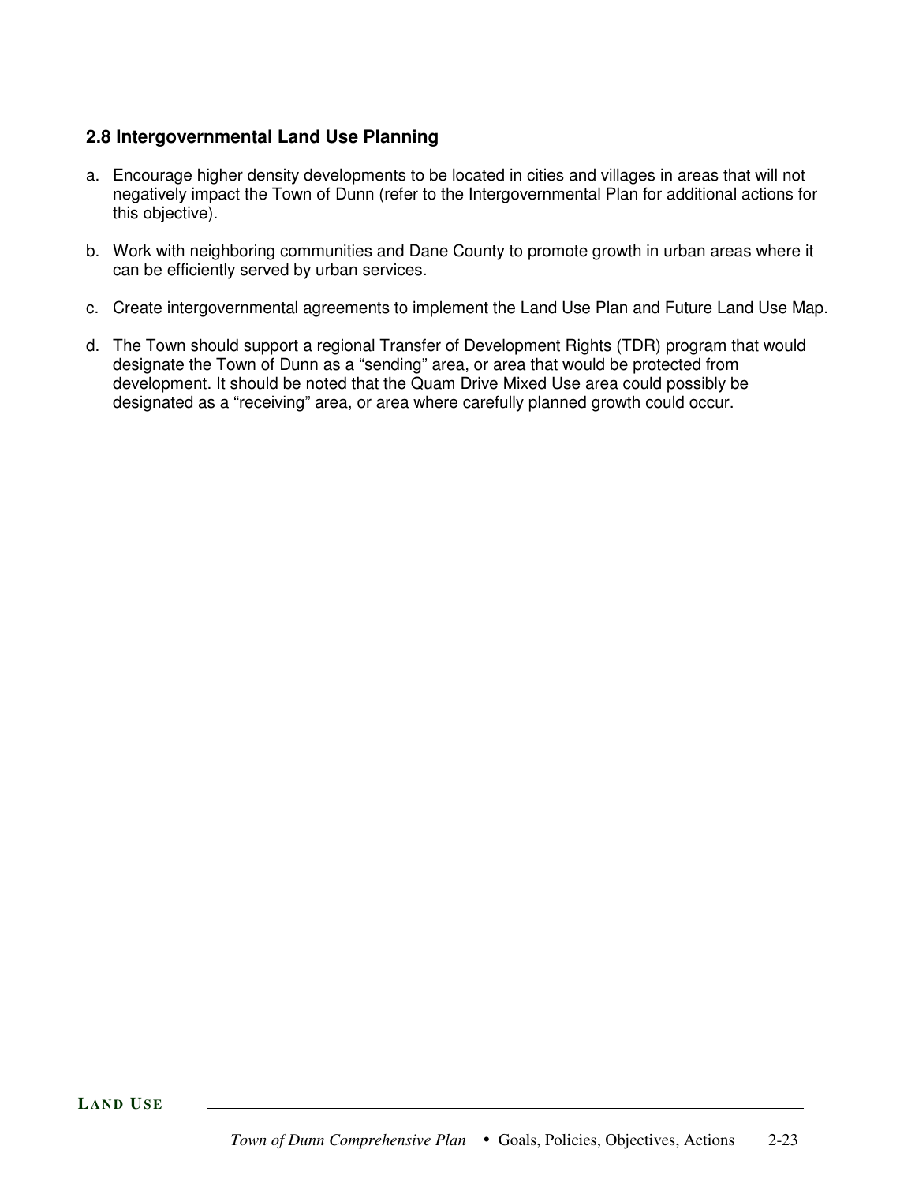### 2.8 Intergovernmental Land Use Planning

a. Encourage higher density developments to be located in cities and villages in areas that will not negatively impact the Town of Dunn (refer to the Intergovernmental Plan for additional actions for this objective).

b. Work with neighboring communities and Dane County to promote growth in urban areas where it can be efficiently served by urban services.

c. Create intergovernmental agreements to implement the Land Use Plan and Future Land Use Map.

d. The Town should support a regional Transfer of Development Rights (TDR) program that would designate the Town of Dunn as a “sending” area, or area that would be protected from development. It should be noted that the Quam Drive Mixed Use area could possibly be designated as a “receiving” area, or area where carefully planned growth could occur.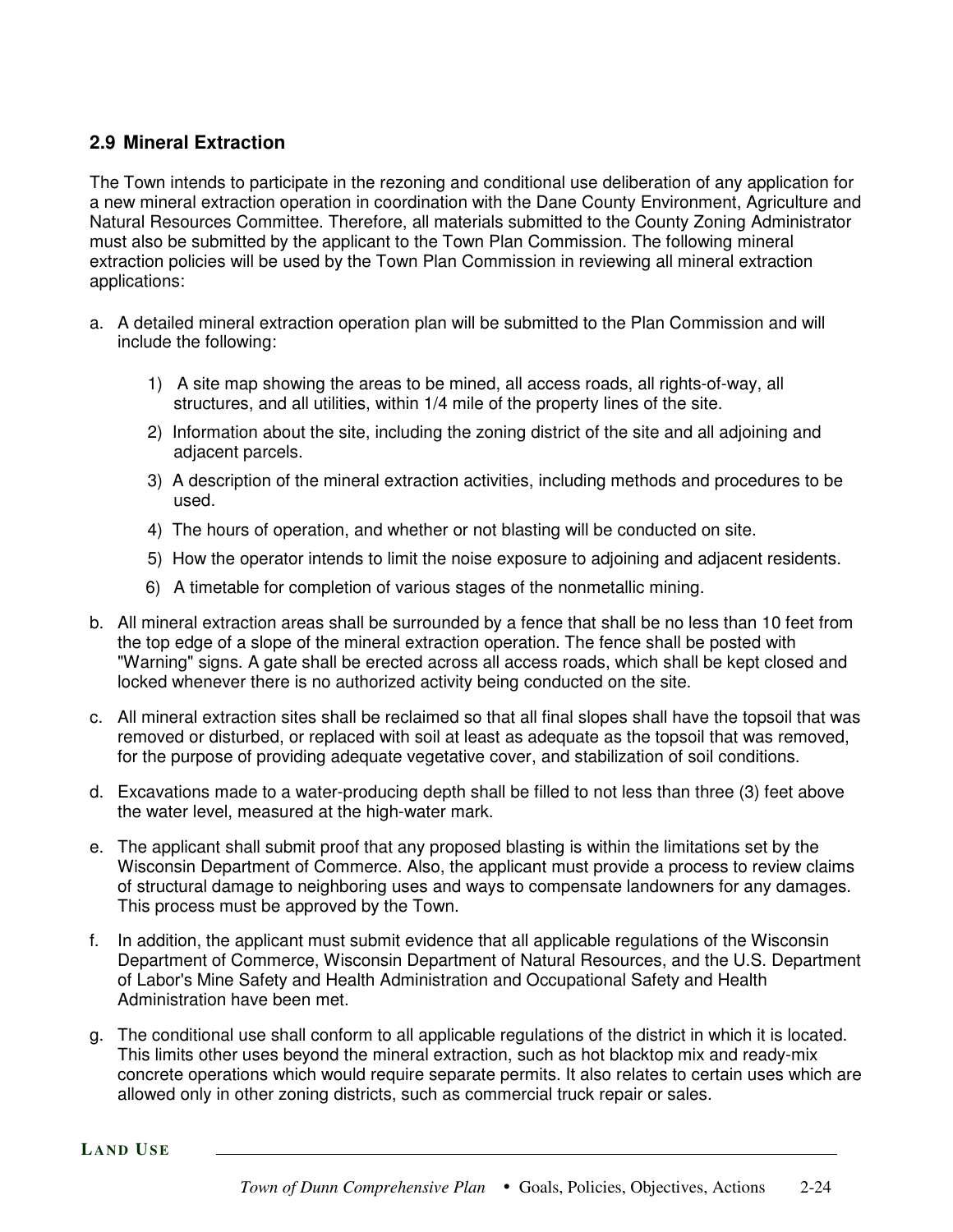## 2.9 Mineral Extraction

The Town intends to participate in the rezoning and conditional use deliberation of any application for a new mineral extraction operation in coordination with the Dane County Environment, Agriculture and Natural Resources Committee. Therefore, all materials submitted to the County Zoning Administrator must also be submitted by the applicant to the Town Plan Commission. The following mineral extraction policies will be used by the Town Plan Commission in reviewing all mineral extraction applications:

a. A detailed mineral extraction operation plan will be submitted to the Plan Commission and will include the following:

   1) A site map showing the areas to be mined, all access roads, all rights-of-way, all structures, and all utilities, within 1/4 mile of the property lines of the site.
   2) Information about the site, including the zoning district of the site and all adjoining and adjacent parcels.
   3) A description of the mineral extraction activities, including methods and procedures to be used.
   4) The hours of operation, and whether or not blasting will be conducted on site.
   5) How the operator intends to limit the noise exposure to adjoining and adjacent residents.
   6) A timetable for completion of various stages of the nonmetallic mining.

b. All mineral extraction areas shall be surrounded by a fence that shall be no less than 10 feet from the top edge of a slope of the mineral extraction operation. The fence shall be posted with "Warning" signs. A gate shall be erected across all access roads, which shall be kept closed and locked whenever there is no authorized activity being conducted on the site.

c. All mineral extraction sites shall be reclaimed so that all final slopes shall have the topsoil that was removed or disturbed, or replaced with soil at least as adequate as the topsoil that was removed, for the purpose of providing adequate vegetative cover, and stabilization of soil conditions.

d. Excavations made to a water-producing depth shall be filled to not less than three (3) feet above the water level, measured at the high-water mark.

e. The applicant shall submit proof that any proposed blasting is within the limitations set by the Wisconsin Department of Commerce. Also, the applicant must provide a process to review claims of structural damage to neighboring uses and ways to compensate landowners for any damages. This process must be approved by the Town.

f. In addition, the applicant must submit evidence that all applicable regulations of the Wisconsin Department of Commerce, Wisconsin Department of Natural Resources, and the U.S. Department of Labor's Mine Safety and Health Administration and Occupational Safety and Health Administration have been met.

g. The conditional use shall conform to all applicable regulations of the district in which it is located. This limits other uses beyond the mineral extraction, such as hot blacktop mix and ready-mix concrete operations which would require separate permits. It also relates to certain uses which are allowed only in other zoning districts, such as commercial truck repair or sales.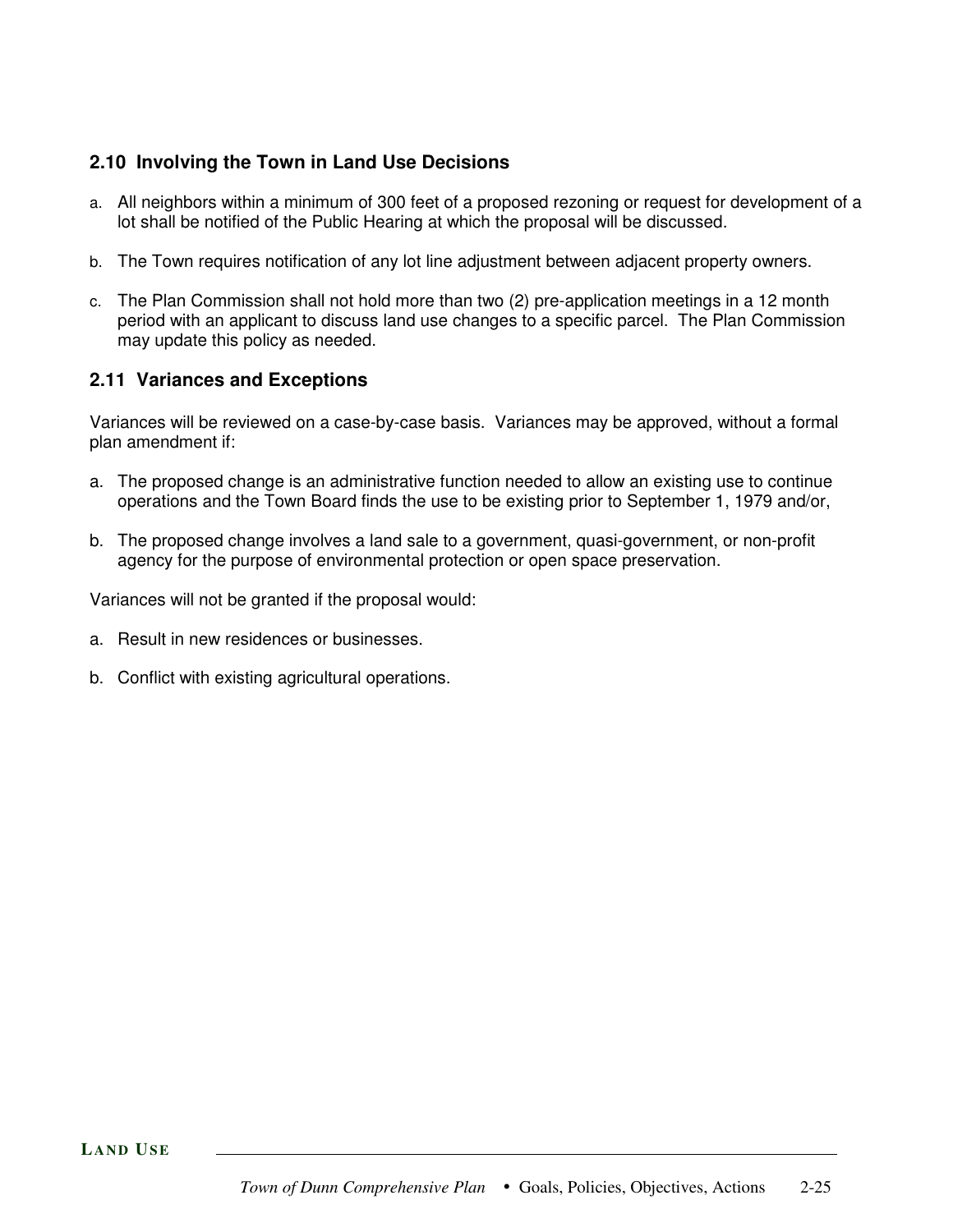## 2.10 Involving the Town in Land Use Decisions

a. All neighbors within a minimum of 300 feet of a proposed rezoning or request for development of a lot shall be notified of the Public Hearing at which the proposal will be discussed.

b. The Town requires notification of any lot line adjustment between adjacent property owners.

c. The Plan Commission shall not hold more than two (2) pre-application meetings in a 12 month period with an applicant to discuss land use changes to a specific parcel. The Plan Commission may update this policy as needed.

## 2.11 Variances and Exceptions

Variances will be reviewed on a case-by-case basis. Variances may be approved, without a formal plan amendment if:

a. The proposed change is an administrative function needed to allow an existing use to continue operations and the Town Board finds the use to be existing prior to September 1, 1979 and/or,

b. The proposed change involves a land sale to a government, quasi-government, or non-profit agency for the purpose of environmental protection or open space preservation.

Variances will not be granted if the proposal would:

a. Result in new residences or businesses.

b. Conflict with existing agricultural operations.